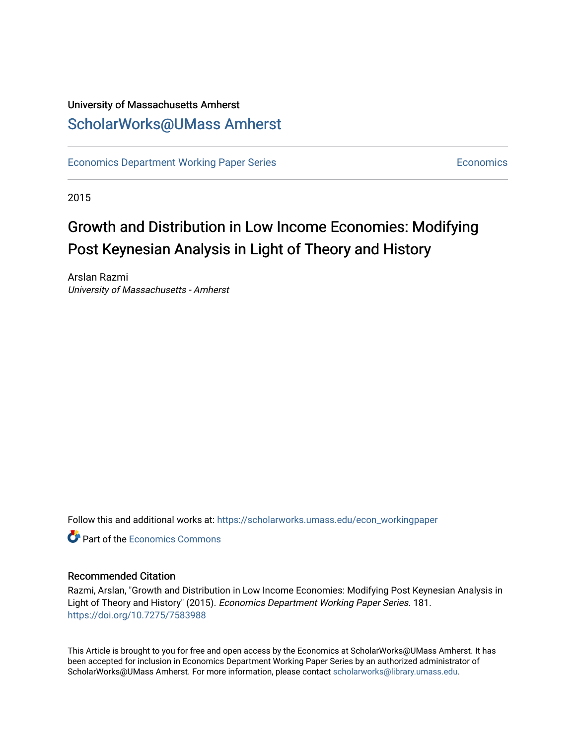University of Massachusetts Amherst

# ScholarWorks@UMass Amherst

Economics Department Working Paper Series | Economics

2015

## Growth and Distribution in Low Income Economies: Modifying Post Keynesian Analysis in Light of Theory and History

Arslan Razmi
*University of Massachusetts - Amherst*

Follow this and additional works at: https://scholarworks.umass.edu/econ_workingpaper

Part of the Economics Commons

### Recommended Citation

Razmi, Arslan, "Growth and Distribution in Low Income Economies: Modifying Post Keynesian Analysis in Light of Theory and History" (2015). *Economics Department Working Paper Series*. 181.
https://doi.org/10.7275/7583988

This Article is brought to you for free and open access by the Economics at ScholarWorks@UMass Amherst. It has been accepted for inclusion in Economics Department Working Paper Series by an authorized administrator of ScholarWorks@UMass Amherst. For more information, please contact scholarworks@library.umass.edu.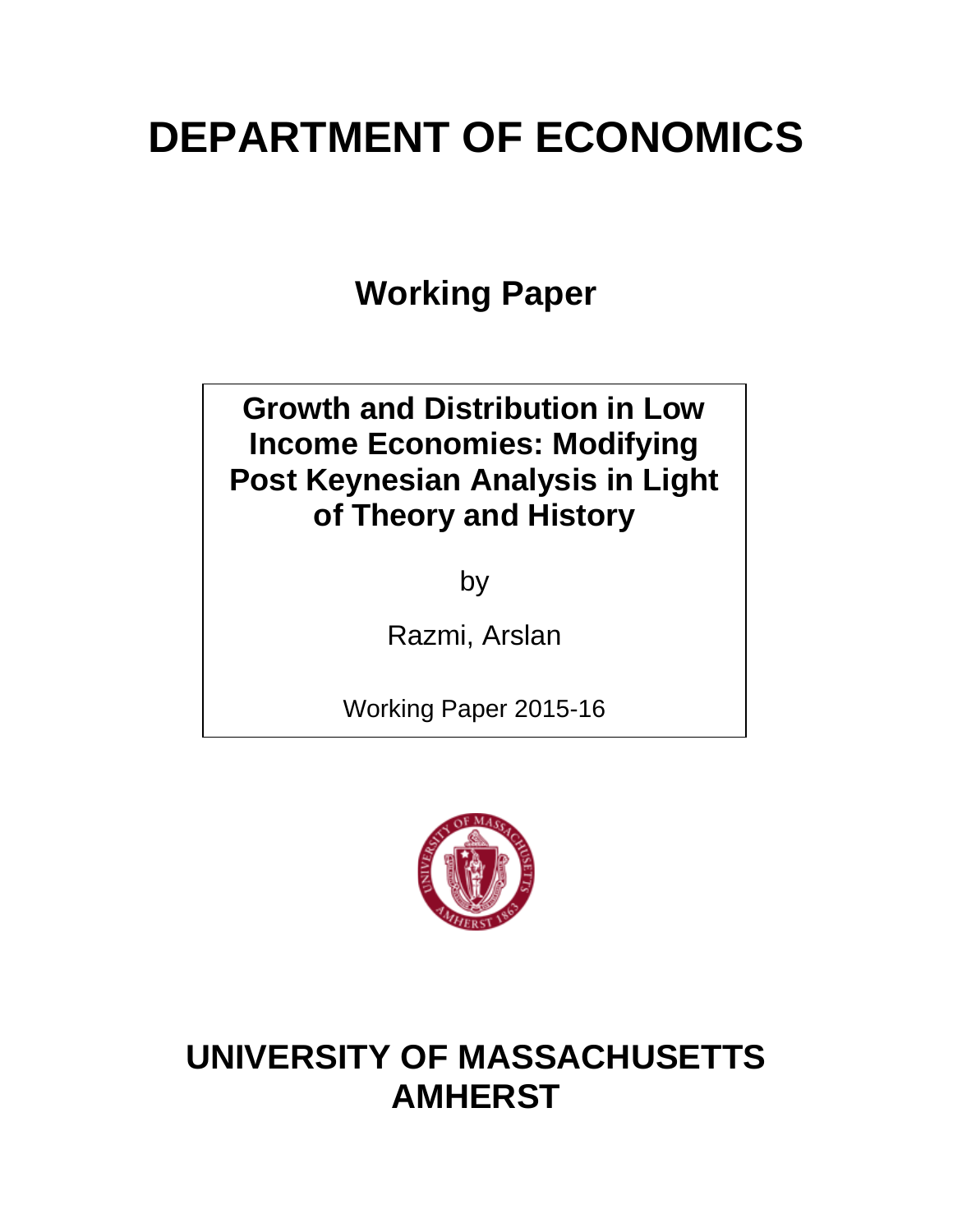# DEPARTMENT OF ECONOMICS

## Working Paper

**Growth and Distribution in Low Income Economies: Modifying Post Keynesian Analysis in Light of Theory and History**

by

Razmi, Arslan

Working Paper 2015-16

# UNIVERSITY OF MASSACHUSETTS AMHERST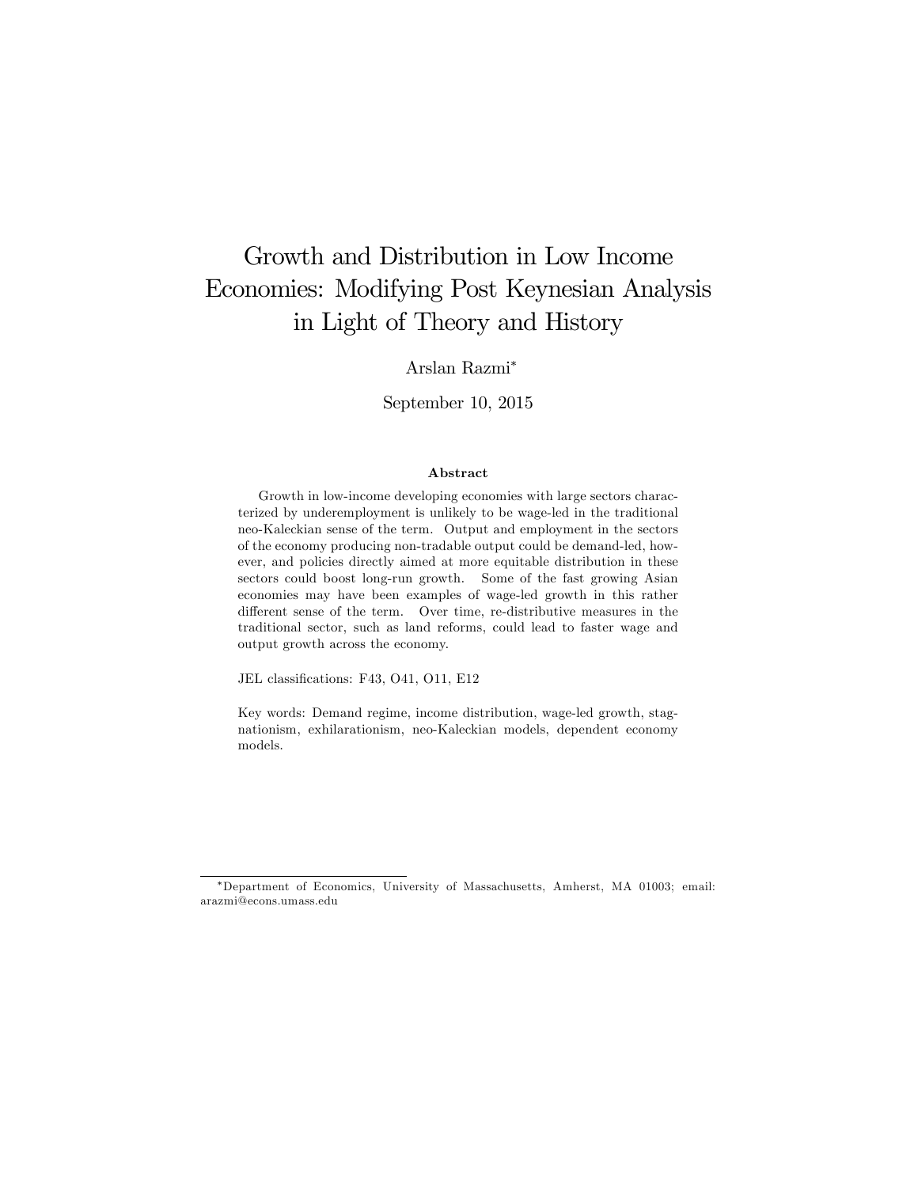# Growth and Distribution in Low Income Economies: Modifying Post Keynesian Analysis in Light of Theory and History

Arslan Razmi*

September 10, 2015

### Abstract

Growth in low-income developing economies with large sectors characterized by underemployment is unlikely to be wage-led in the traditional neo-Kaleckian sense of the term. Output and employment in the sectors of the economy producing non-tradable output could be demand-led, however, and policies directly aimed at more equitable distribution in these sectors could boost long-run growth. Some of the fast growing Asian economies may have been examples of wage-led growth in this rather different sense of the term. Over time, re-distributive measures in the traditional sector, such as land reforms, could lead to faster wage and output growth across the economy.

JEL classifications: F43, O41, O11, E12

Key words: Demand regime, income distribution, wage-led growth, stagnationism, exhilarationism, neo-Kaleckian models, dependent economy models.

---

*Department of Economics, University of Massachusetts, Amherst, MA 01003; email: arazmi@econs.umass.edu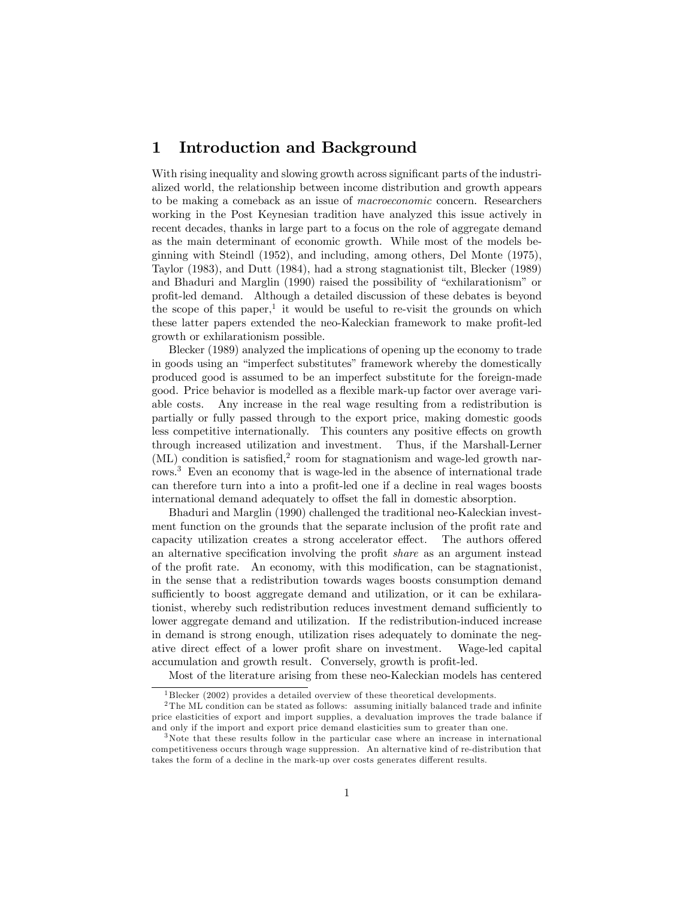# 1 Introduction and Background

With rising inequality and slowing growth across significant parts of the industrialized world, the relationship between income distribution and growth appears to be making a comeback as an issue of *macroeconomic* concern. Researchers working in the Post Keynesian tradition have analyzed this issue actively in recent decades, thanks in large part to a focus on the role of aggregate demand as the main determinant of economic growth. While most of the models beginning with Steindl (1952), and including, among others, Del Monte (1975), Taylor (1983), and Dutt (1984), had a strong stagnationist tilt, Blecker (1989) and Bhaduri and Marglin (1990) raised the possibility of "exhilarationism" or profit-led demand. Although a detailed discussion of these debates is beyond the scope of this paper,[1] it would be useful to re-visit the grounds on which these latter papers extended the neo-Kaleckian framework to make profit-led growth or exhilarationism possible.

Blecker (1989) analyzed the implications of opening up the economy to trade in goods using an "imperfect substitutes" framework whereby the domestically produced good is assumed to be an imperfect substitute for the foreign-made good. Price behavior is modelled as a flexible mark-up factor over average variable costs. Any increase in the real wage resulting from a redistribution is partially or fully passed through to the export price, making domestic goods less competitive internationally. This counters any positive effects on growth through increased utilization and investment. Thus, if the Marshall-Lerner (ML) condition is satisfied,[2] room for stagnationism and wage-led growth narrows.[3] Even an economy that is wage-led in the absence of international trade can therefore turn into a into a profit-led one if a decline in real wages boosts international demand adequately to offset the fall in domestic absorption.

Bhaduri and Marglin (1990) challenged the traditional neo-Kaleckian investment function on the grounds that the separate inclusion of the profit rate and capacity utilization creates a strong accelerator effect. The authors offered an alternative specification involving the profit *share* as an argument instead of the profit rate. An economy, with this modification, can be stagnationist, in the sense that a redistribution towards wages boosts consumption demand sufficiently to boost aggregate demand and utilization, or it can be exhilarationist, whereby such redistribution reduces investment demand sufficiently to lower aggregate demand and utilization. If the redistribution-induced increase in demand is strong enough, utilization rises adequately to dominate the negative direct effect of a lower profit share on investment. Wage-led capital accumulation and growth result. Conversely, growth is profit-led.

Most of the literature arising from these neo-Kaleckian models has centered

---

[1] Blecker (2002) provides a detailed overview of these theoretical developments.

[2] The ML condition can be stated as follows: assuming initially balanced trade and infinite price elasticities of export and import supplies, a devaluation improves the trade balance if and only if the import and export price demand elasticities sum to greater than one.

[3] Note that these results follow in the particular case where an increase in international competitiveness occurs through wage suppression. An alternative kind of re-distribution that takes the form of a decline in the mark-up over costs generates different results.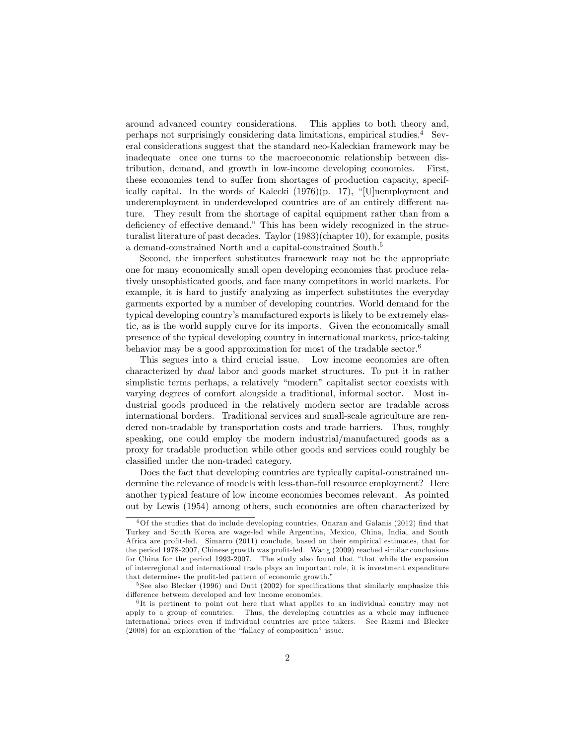around advanced country considerations. This applies to both theory and, perhaps not surprisingly considering data limitations, empirical studies.[4] Several considerations suggest that the standard neo-Kaleckian framework may be inadequate once one turns to the macroeconomic relationship between distribution, demand, and growth in low-income developing economies. First, these economies tend to suffer from shortages of production capacity, specifically capital. In the words of Kalecki (1976)(p. 17), "[U]nemployment and underemployment in underdeveloped countries are of an entirely different nature. They result from the shortage of capital equipment rather than from a deficiency of effective demand." This has been widely recognized in the structuralist literature of past decades. Taylor (1983)(chapter 10), for example, posits a demand-constrained North and a capital-constrained South.[5]

Second, the imperfect substitutes framework may not be the appropriate one for many economically small open developing economies that produce relatively unsophisticated goods, and face many competitors in world markets. For example, it is hard to justify analyzing as imperfect substitutes the everyday garments exported by a number of developing countries. World demand for the typical developing country's manufactured exports is likely to be extremely elastic, as is the world supply curve for its imports. Given the economically small presence of the typical developing country in international markets, price-taking behavior may be a good approximation for most of the tradable sector.[6]

This segues into a third crucial issue. Low income economies are often characterized by *dual* labor and goods market structures. To put it in rather simplistic terms perhaps, a relatively "modern" capitalist sector coexists with varying degrees of comfort alongside a traditional, informal sector. Most industrial goods produced in the relatively modern sector are tradable across international borders. Traditional services and small-scale agriculture are rendered non-tradable by transportation costs and trade barriers. Thus, roughly speaking, one could employ the modern industrial/manufactured goods as a proxy for tradable production while other goods and services could roughly be classified under the non-traded category.

Does the fact that developing countries are typically capital-constrained undermine the relevance of models with less-than-full resource employment? Here another typical feature of low income economies becomes relevant. As pointed out by Lewis (1954) among others, such economies are often characterized by

---

[4] Of the studies that do include developing countries, Onaran and Galanis (2012) find that Turkey and South Korea are wage-led while Argentina, Mexico, China, India, and South Africa are profit-led. Simarro (2011) conclude, based on their empirical estimates, that for the period 1978-2007, Chinese growth was profit-led. Wang (2009) reached similar conclusions for China for the period 1993-2007. The study also found that "that while the expansion of interregional and international trade plays an important role, it is investment expenditure that determines the profit-led pattern of economic growth."

[5] See also Blecker (1996) and Dutt (2002) for specifications that similarly emphasize this difference between developed and low income economies.

[6] It is pertinent to point out here that what applies to an individual country may not apply to a group of countries. Thus, the developing countries as a whole may influence international prices even if individual countries are price takers. See Razmi and Blecker (2008) for an exploration of the "fallacy of composition" issue.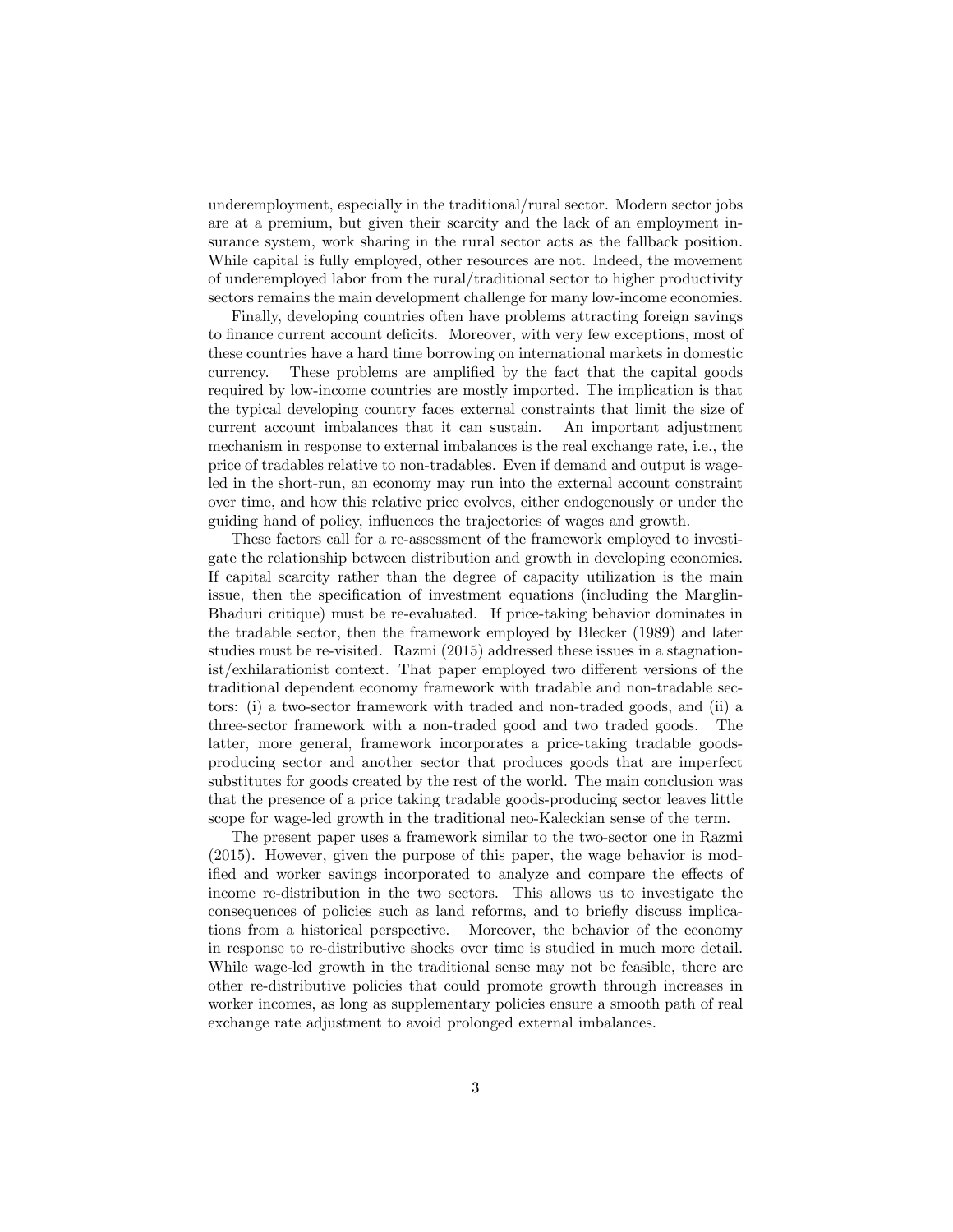underemployment, especially in the traditional/rural sector. Modern sector jobs are at a premium, but given their scarcity and the lack of an employment insurance system, work sharing in the rural sector acts as the fallback position. While capital is fully employed, other resources are not. Indeed, the movement of underemployed labor from the rural/traditional sector to higher productivity sectors remains the main development challenge for many low-income economies.

Finally, developing countries often have problems attracting foreign savings to finance current account deficits. Moreover, with very few exceptions, most of these countries have a hard time borrowing on international markets in domestic currency. These problems are amplified by the fact that the capital goods required by low-income countries are mostly imported. The implication is that the typical developing country faces external constraints that limit the size of current account imbalances that it can sustain. An important adjustment mechanism in response to external imbalances is the real exchange rate, i.e., the price of tradables relative to non-tradables. Even if demand and output is wage-led in the short-run, an economy may run into the external account constraint over time, and how this relative price evolves, either endogenously or under the guiding hand of policy, influences the trajectories of wages and growth.

These factors call for a re-assessment of the framework employed to investigate the relationship between distribution and growth in developing economies. If capital scarcity rather than the degree of capacity utilization is the main issue, then the specification of investment equations (including the Marglin-Bhaduri critique) must be re-evaluated. If price-taking behavior dominates in the tradable sector, then the framework employed by Blecker (1989) and later studies must be re-visited. Razmi (2015) addressed these issues in a stagnationist/exhilarationist context. That paper employed two different versions of the traditional dependent economy framework with tradable and non-tradable sectors: (i) a two-sector framework with traded and non-traded goods, and (ii) a three-sector framework with a non-traded good and two traded goods. The latter, more general, framework incorporates a price-taking tradable goods-producing sector and another sector that produces goods that are imperfect substitutes for goods created by the rest of the world. The main conclusion was that the presence of a price taking tradable goods-producing sector leaves little scope for wage-led growth in the traditional neo-Kaleckian sense of the term.

The present paper uses a framework similar to the two-sector one in Razmi (2015). However, given the purpose of this paper, the wage behavior is modified and worker savings incorporated to analyze and compare the effects of income re-distribution in the two sectors. This allows us to investigate the consequences of policies such as land reforms, and to briefly discuss implications from a historical perspective. Moreover, the behavior of the economy in response to re-distributive shocks over time is studied in much more detail. While wage-led growth in the traditional sense may not be feasible, there are other re-distributive policies that could promote growth through increases in worker incomes, as long as supplementary policies ensure a smooth path of real exchange rate adjustment to avoid prolonged external imbalances.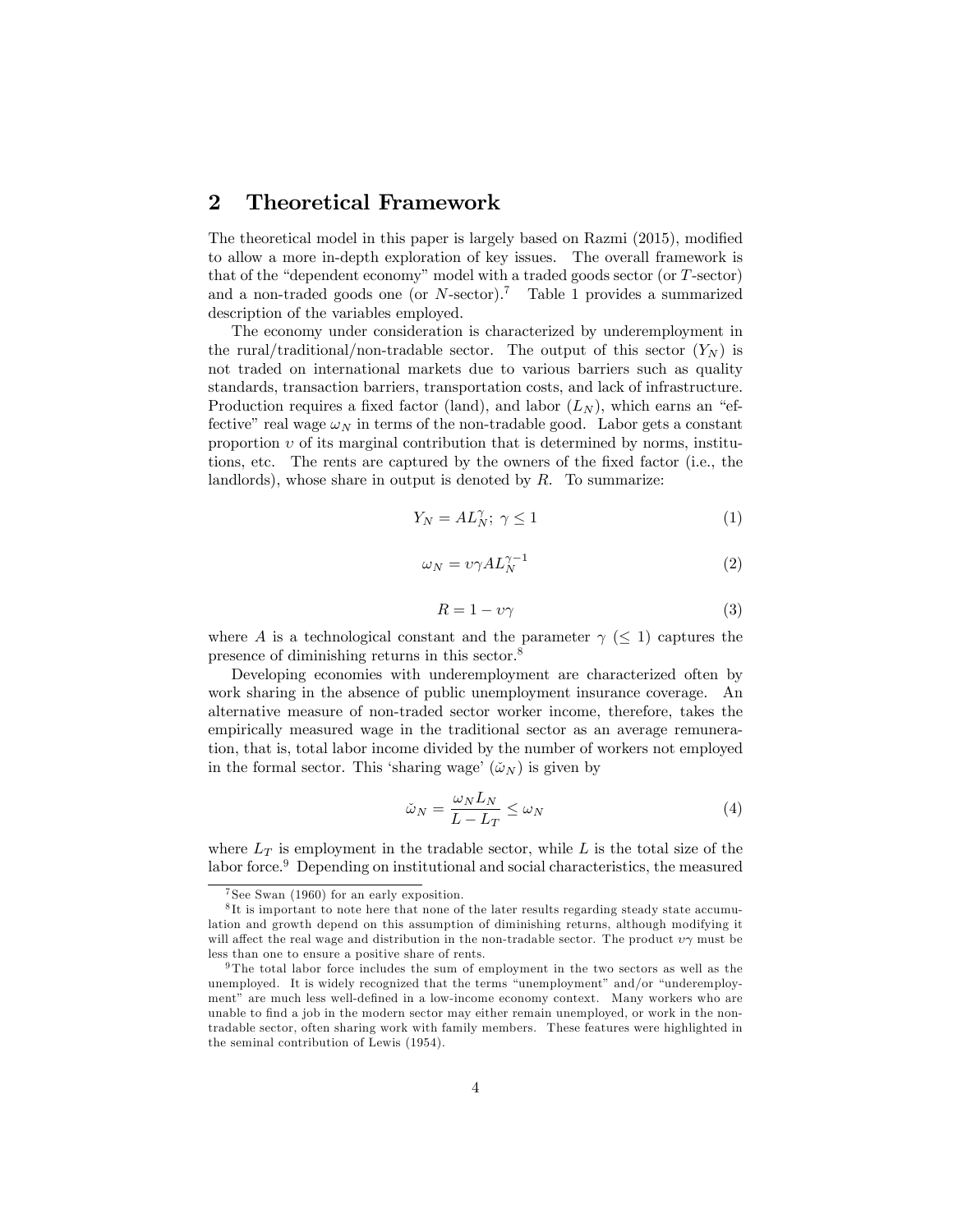## 2 Theoretical Framework

The theoretical model in this paper is largely based on Razmi (2015), modified to allow a more in-depth exploration of key issues. The overall framework is that of the "dependent economy" model with a traded goods sector (or $T$-sector) and a non-traded goods one (or $N$-sector).[7] Table 1 provides a summarized description of the variables employed.

The economy under consideration is characterized by underemployment in the rural/traditional/non-tradable sector. The output of this sector ($Y_N$) is not traded on international markets due to various barriers such as quality standards, transaction barriers, transportation costs, and lack of infrastructure. Production requires a fixed factor (land), and labor ($L_N$), which earns an "effective" real wage $\omega_N$ in terms of the non-tradable good. Labor gets a constant proportion $\upsilon$ of its marginal contribution that is determined by norms, institutions, etc. The rents are captured by the owners of the fixed factor (i.e., the landlords), whose share in output is denoted by $R$. To summarize:

$$Y_N = AL_N^{\gamma};\ \gamma \leq 1 \tag{1}$$

$$\omega_N = \upsilon\gamma AL_N^{\gamma-1} \tag{2}$$

$$R = 1 - \upsilon\gamma \tag{3}$$

where $A$ is a technological constant and the parameter $\gamma$ ($\leq 1$) captures the presence of diminishing returns in this sector.[8]

Developing economies with underemployment are characterized often by work sharing in the absence of public unemployment insurance coverage. An alternative measure of non-traded sector worker income, therefore, takes the empirically measured wage in the traditional sector as an average remuneration, that is, total labor income divided by the number of workers not employed in the formal sector. This 'sharing wage' ($\breve{\omega}_N$) is given by

$$\breve{\omega}_N = \frac{\omega_N L_N}{L - L_T} \leq \omega_N \tag{4}$$

where $L_T$ is employment in the tradable sector, while $L$ is the total size of the labor force.[9] Depending on institutional and social characteristics, the measured

---

[7] See Swan (1960) for an early exposition.

[8] It is important to note here that none of the later results regarding steady state accumulation and growth depend on this assumption of diminishing returns, although modifying it will affect the real wage and distribution in the non-tradable sector. The product $\upsilon\gamma$ must be less than one to ensure a positive share of rents.

[9] The total labor force includes the sum of employment in the two sectors as well as the unemployed. It is widely recognized that the terms "unemployment" and/or "underemployment" are much less well-defined in a low-income economy context. Many workers who are unable to find a job in the modern sector may either remain unemployed, or work in the non-tradable sector, often sharing work with family members. These features were highlighted in the seminal contribution of Lewis (1954).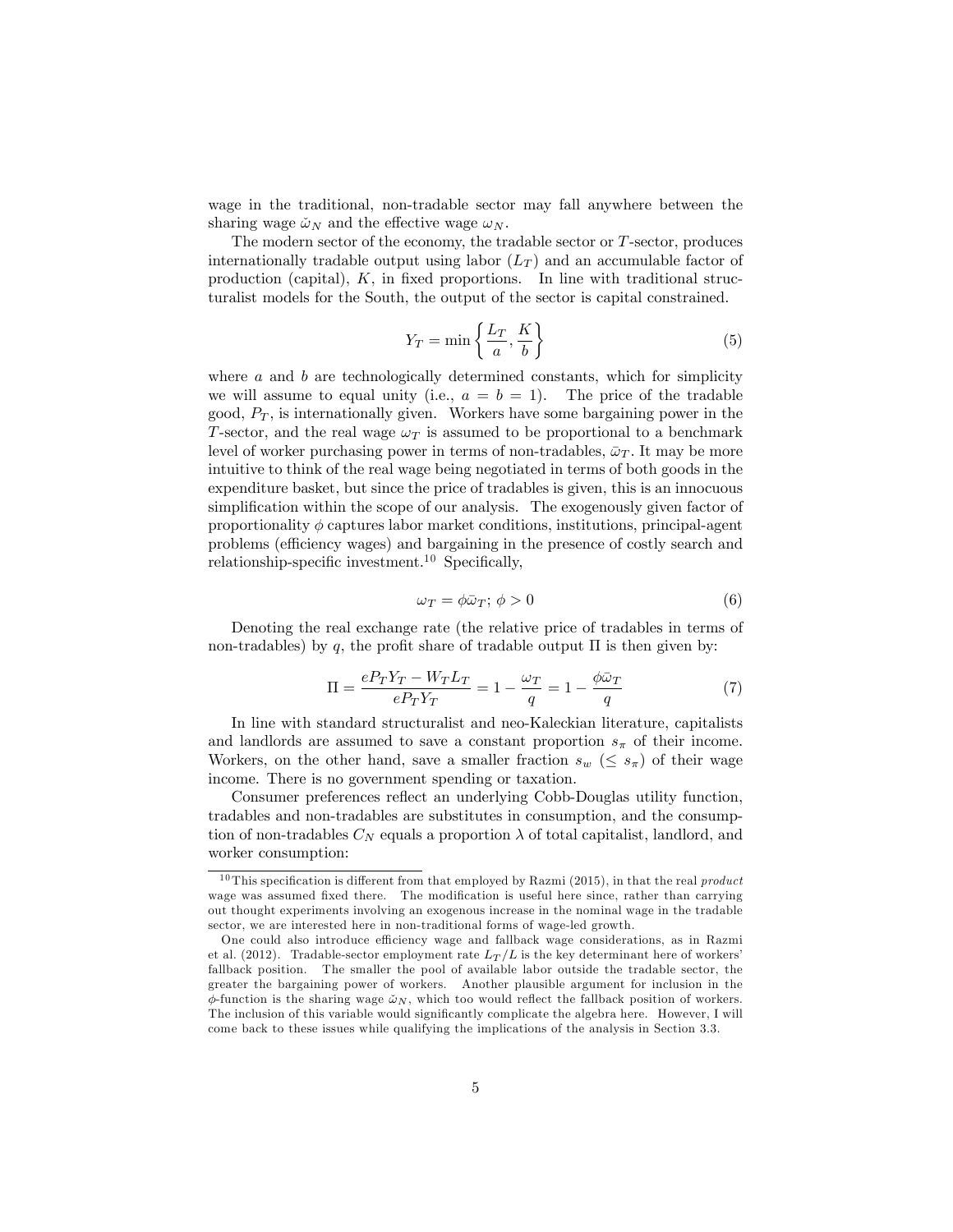wage in the traditional, non-tradable sector may fall anywhere between the sharing wage $\tilde{\omega}_N$ and the effective wage $\omega_N$.

The modern sector of the economy, the tradable sector or $T$-sector, produces internationally tradable output using labor ($L_T$) and an accumulable factor of production (capital), $K$, in fixed proportions. In line with traditional structuralist models for the South, the output of the sector is capital constrained.

$$Y_T = \min\left\{\frac{L_T}{a}, \frac{K}{b}\right\} \tag{5}$$

where $a$ and $b$ are technologically determined constants, which for simplicity we will assume to equal unity (i.e., $a = b = 1$). The price of the tradable good, $P_T$, is internationally given. Workers have some bargaining power in the $T$-sector, and the real wage $\omega_T$ is assumed to be proportional to a benchmark level of worker purchasing power in terms of non-tradables, $\bar{\omega}_T$. It may be more intuitive to think of the real wage being negotiated in terms of both goods in the expenditure basket, but since the price of tradables is given, this is an innocuous simplification within the scope of our analysis. The exogenously given factor of proportionality $\phi$ captures labor market conditions, institutions, principal-agent problems (efficiency wages) and bargaining in the presence of costly search and relationship-specific investment.[10] Specifically,

$$\omega_T = \phi\bar{\omega}_T;\ \phi > 0 \tag{6}$$

Denoting the real exchange rate (the relative price of tradables in terms of non-tradables) by $q$, the profit share of tradable output $\Pi$ is then given by:

$$\Pi = \frac{eP_TY_T - W_TL_T}{eP_TY_T} = 1 - \frac{\omega_T}{q} = 1 - \frac{\phi\bar{\omega}_T}{q} \tag{7}$$

In line with standard structuralist and neo-Kaleckian literature, capitalists and landlords are assumed to save a constant proportion $s_\pi$ of their income. Workers, on the other hand, save a smaller fraction $s_w$ ($\leq s_\pi$) of their wage income. There is no government spending or taxation.

Consumer preferences reflect an underlying Cobb-Douglas utility function, tradables and non-tradables are substitutes in consumption, and the consumption of non-tradables $C_N$ equals a proportion $\lambda$ of total capitalist, landlord, and worker consumption:

---

[10] This specification is different from that employed by Razmi (2015), in that the real *product* wage was assumed fixed there. The modification is useful here since, rather than carrying out thought experiments involving an exogenous increase in the nominal wage in the tradable sector, we are interested here in non-traditional forms of wage-led growth.

One could also introduce efficiency wage and fallback wage considerations, as in Razmi et al. (2012). Tradable-sector employment rate $L_T/L$ is the key determinant here of workers' fallback position. The smaller the pool of available labor outside the tradable sector, the greater the bargaining power of workers. Another plausible argument for inclusion in the $\phi$-function is the sharing wage $\tilde{\omega}_N$, which too would reflect the fallback position of workers. The inclusion of this variable would significantly complicate the algebra here. However, I will come back to these issues while qualifying the implications of the analysis in Section 3.3.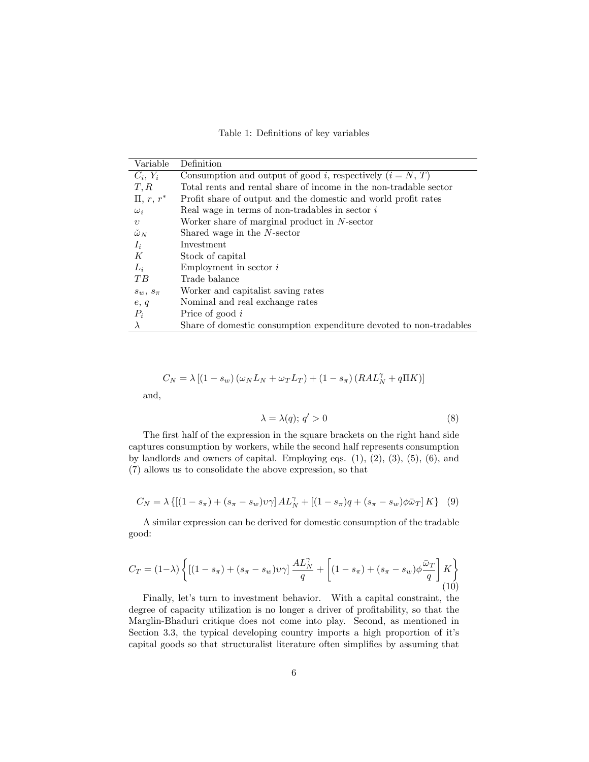Table 1: Definitions of key variables

| Variable | Definition |
|---|---|
| $C_i$, $Y_i$ | Consumption and output of good $i$, respectively ($i = N$, $T$) |
| $T, R$ | Total rents and rental share of income in the non-tradable sector |
| $\Pi$, $r$, $r^*$ | Profit share of output and the domestic and world profit rates |
| $\omega_i$ | Real wage in terms of non-tradables in sector $i$ |
| $\upsilon$ | Worker share of marginal product in $N$-sector |
| $\tilde{\omega}_N$ | Shared wage in the $N$-sector |
| $I_i$ | Investment |
| $K$ | Stock of capital |
| $L_i$ | Employment in sector $i$ |
| $TB$ | Trade balance |
| $s_w$, $s_\pi$ | Worker and capitalist saving rates |
| $e$, $q$ | Nominal and real exchange rates |
| $P_i$ | Price of good $i$ |
| $\lambda$ | Share of domestic consumption expenditure devoted to non-tradables |

$$C_N = \lambda \left[ (1 - s_w) \left( \omega_N L_N + \omega_T L_T \right) + (1 - s_\pi) \left( RAL_N^\gamma + q\Pi K \right) \right]$$

and,

$$\lambda = \lambda(q);\; q' > 0 \tag{8}$$

The first half of the expression in the square brackets on the right hand side captures consumption by workers, while the second half represents consumption by landlords and owners of capital. Employing eqs. (1), (2), (3), (5), (6), and (7) allows us to consolidate the above expression, so that

$$C_N = \lambda \left\{ \left[ (1 - s_\pi) + (s_\pi - s_w)\upsilon\gamma \right] AL_N^\gamma + \left[ (1 - s_\pi)q + (s_\pi - s_w)\phi\bar{\omega}_T \right] K \right\} \tag{9}$$

A similar expression can be derived for domestic consumption of the tradable good:

$$C_T = (1-\lambda) \left\{ \left[ (1 - s_\pi) + (s_\pi - s_w)\upsilon\gamma \right] \frac{AL_N^\gamma}{q} + \left[ (1 - s_\pi) + (s_\pi - s_w)\phi\frac{\bar{\omega}_T}{q} \right] K \right\} \tag{10}$$

Finally, let's turn to investment behavior. With a capital constraint, the degree of capacity utilization is no longer a driver of profitability, so that the Marglin-Bhaduri critique does not come into play. Second, as mentioned in Section 3.3, the typical developing country imports a high proportion of it's capital goods so that structuralist literature often simplifies by assuming that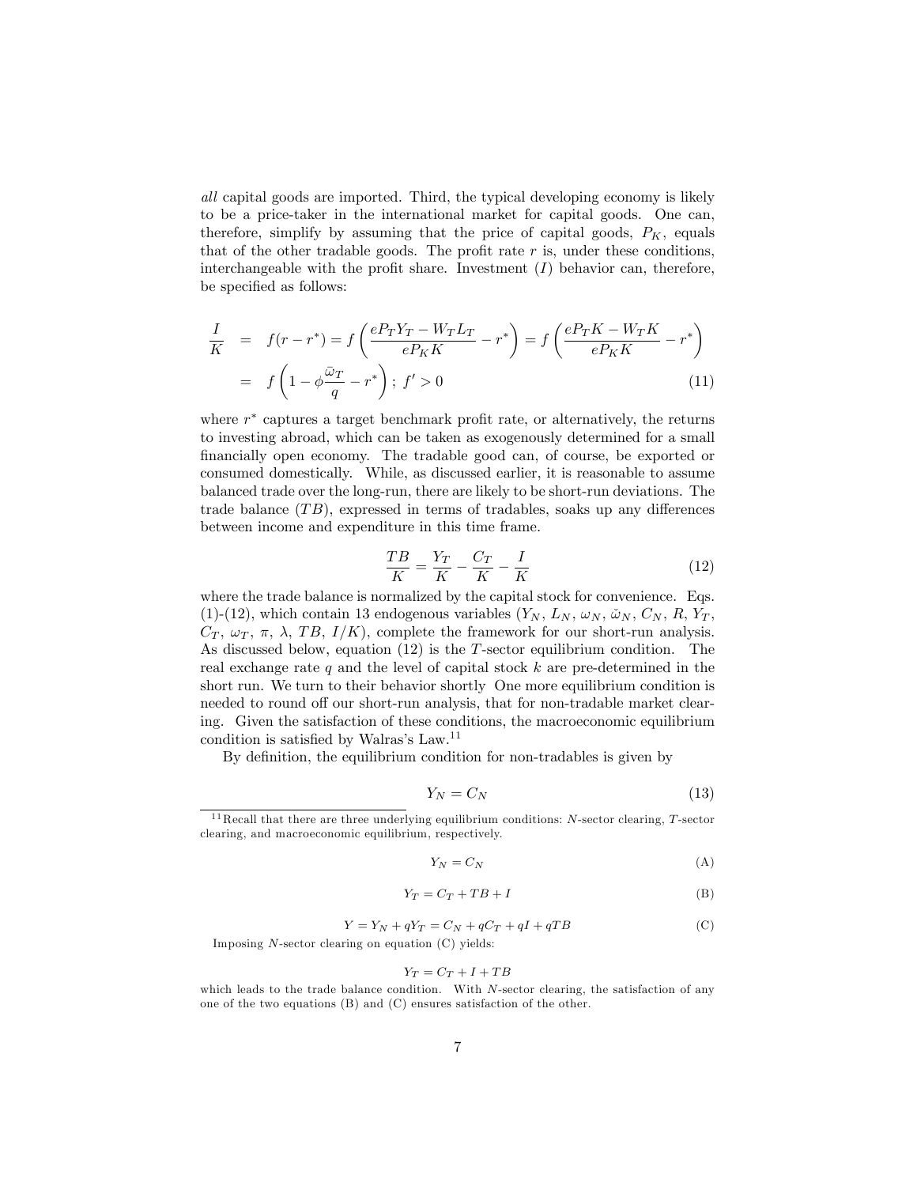*all* capital goods are imported. Third, the typical developing economy is likely to be a price-taker in the international market for capital goods. One can, therefore, simplify by assuming that the price of capital goods, $P_K$, equals that of the other tradable goods. The profit rate $r$ is, under these conditions, interchangeable with the profit share. Investment ($I$) behavior can, therefore, be specified as follows:

$$
\begin{aligned}
\frac{I}{K} &= f(r - r^*) = f\left(\frac{eP_TY_T - W_TL_T}{eP_KK} - r^*\right) = f\left(\frac{eP_TK - W_TK}{eP_KK} - r^*\right) \\
&= f\left(1 - \phi\frac{\bar{\omega}_T}{q} - r^*\right); \; f' > 0 \qquad (11)
\end{aligned}
$$

where $r^*$ captures a target benchmark profit rate, or alternatively, the returns to investing abroad, which can be taken as exogenously determined for a small financially open economy. The tradable good can, of course, be exported or consumed domestically. While, as discussed earlier, it is reasonable to assume balanced trade over the long-run, there are likely to be short-run deviations. The trade balance ($TB$), expressed in terms of tradables, soaks up any differences between income and expenditure in this time frame.

$$
\frac{TB}{K} = \frac{Y_T}{K} - \frac{C_T}{K} - \frac{I}{K} \qquad (12)
$$

where the trade balance is normalized by the capital stock for convenience. Eqs. (1)-(12), which contain 13 endogenous variables ($Y_N$, $L_N$, $\omega_N$, $\tilde{\omega}_N$, $C_N$, $R$, $Y_T$, $C_T$, $\omega_T$, $\pi$, $\lambda$, $TB$, $I/K$), complete the framework for our short-run analysis. As discussed below, equation (12) is the $T$-sector equilibrium condition. The real exchange rate $q$ and the level of capital stock $k$ are pre-determined in the short run. We turn to their behavior shortly One more equilibrium condition is needed to round off our short-run analysis, that for non-tradable market clearing. Given the satisfaction of these conditions, the macroeconomic equilibrium condition is satisfied by Walras's Law.[11]

By definition, the equilibrium condition for non-tradables is given by

$$
Y_N = C_N \qquad (13)
$$

[11] Recall that there are three underlying equilibrium conditions: $N$-sector clearing, $T$-sector clearing, and macroeconomic equilibrium, respectively.

$$
Y_N = C_N \qquad \text{(A)}
$$

$$
Y_T = C_T + TB + I \qquad \text{(B)}
$$

$$
Y = Y_N + qY_T = C_N + qC_T + qI + qTB \qquad \text{(C)}
$$

Imposing $N$-sector clearing on equation (C) yields:

$$
Y_T = C_T + I + TB
$$

which leads to the trade balance condition. With $N$-sector clearing, the satisfaction of any one of the two equations (B) and (C) ensures satisfaction of the other.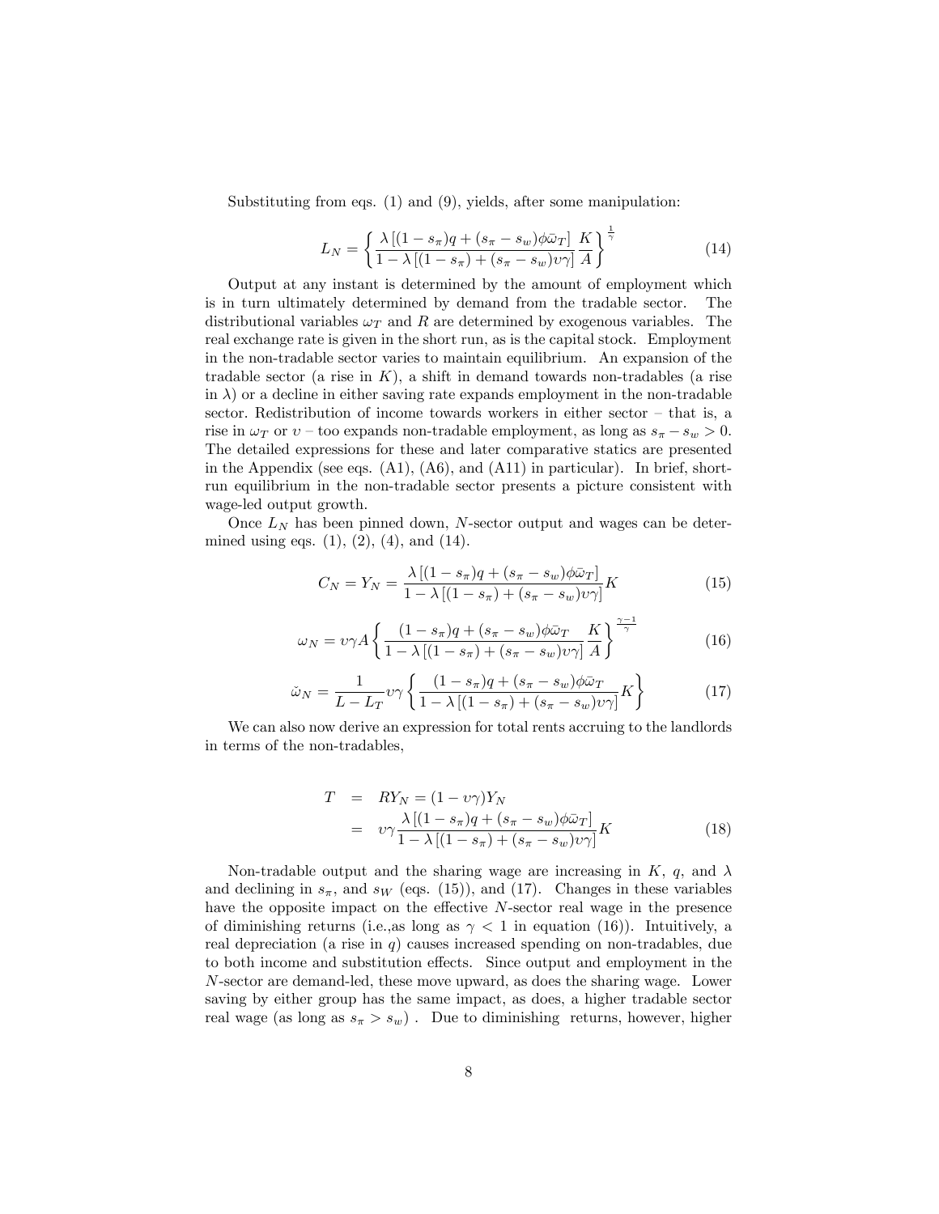Substituting from eqs. (1) and (9), yields, after some manipulation:

$$L_N = \left\{ \frac{\lambda\left[(1-s_\pi)q + (s_\pi - s_w)\phi\bar{\omega}_T\right]}{1-\lambda\left[(1-s_\pi)+(s_\pi - s_w)\upsilon\gamma\right]} \frac{K}{A} \right\}^{\frac{1}{\gamma}} \tag{14}$$

Output at any instant is determined by the amount of employment which is in turn ultimately determined by demand from the tradable sector. The distributional variables $\omega_T$ and $R$ are determined by exogenous variables. The real exchange rate is given in the short run, as is the capital stock. Employment in the non-tradable sector varies to maintain equilibrium. An expansion of the tradable sector (a rise in $K$), a shift in demand towards non-tradables (a rise in $\lambda$) or a decline in either saving rate expands employment in the non-tradable sector. Redistribution of income towards workers in either sector – that is, a rise in $\omega_T$ or $\upsilon$ – too expands non-tradable employment, as long as $s_\pi - s_w > 0$. The detailed expressions for these and later comparative statics are presented in the Appendix (see eqs. (A1), (A6), and (A11) in particular). In brief, short-run equilibrium in the non-tradable sector presents a picture consistent with wage-led output growth.

Once $L_N$ has been pinned down, $N$-sector output and wages can be determined using eqs. (1), (2), (4), and (14).

$$C_N = Y_N = \frac{\lambda\left[(1-s_\pi)q + (s_\pi - s_w)\phi\bar{\omega}_T\right]}{1-\lambda\left[(1-s_\pi)+(s_\pi - s_w)\upsilon\gamma\right]} K \tag{15}$$

$$\omega_N = \upsilon\gamma A \left\{ \frac{(1-s_\pi)q + (s_\pi - s_w)\phi\bar{\omega}_T}{1-\lambda\left[(1-s_\pi)+(s_\pi - s_w)\upsilon\gamma\right]} \frac{K}{A} \right\}^{\frac{\gamma-1}{\gamma}} \tag{16}$$

$$\tilde{\omega}_N = \frac{1}{L-L_T}\upsilon\gamma \left\{ \frac{(1-s_\pi)q + (s_\pi - s_w)\phi\bar{\omega}_T}{1-\lambda\left[(1-s_\pi)+(s_\pi - s_w)\upsilon\gamma\right]} K \right\} \tag{17}$$

We can also now derive an expression for total rents accruing to the landlords in terms of the non-tradables,

$$\begin{aligned} T &= RY_N = (1-\upsilon\gamma)Y_N \\ &= \upsilon\gamma \frac{\lambda\left[(1-s_\pi)q + (s_\pi - s_w)\phi\bar{\omega}_T\right]}{1-\lambda\left[(1-s_\pi)+(s_\pi - s_w)\upsilon\gamma\right]} K \end{aligned} \tag{18}$$

Non-tradable output and the sharing wage are increasing in $K$, $q$, and $\lambda$ and declining in $s_\pi$, and $s_W$ (eqs. (15)), and (17). Changes in these variables have the opposite impact on the effective $N$-sector real wage in the presence of diminishing returns (i.e.,as long as $\gamma < 1$ in equation (16)). Intuitively, a real depreciation (a rise in $q$) causes increased spending on non-tradables, due to both income and substitution effects. Since output and employment in the $N$-sector are demand-led, these move upward, as does the sharing wage. Lower saving by either group has the same impact, as does, a higher tradable sector real wage (as long as $s_\pi > s_w$) . Due to diminishing returns, however, higher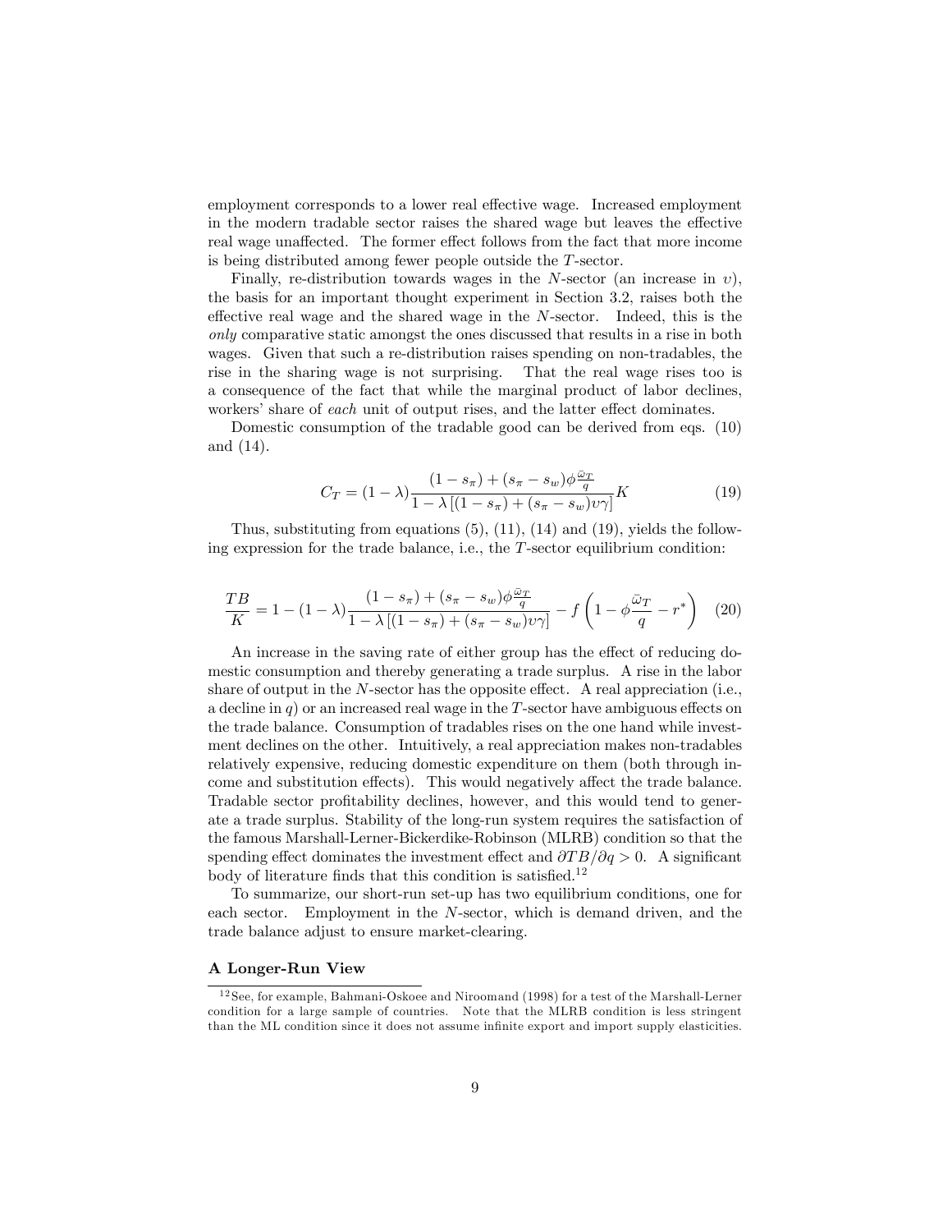employment corresponds to a lower real effective wage. Increased employment in the modern tradable sector raises the shared wage but leaves the effective real wage unaffected. The former effect follows from the fact that more income is being distributed among fewer people outside the $T$-sector.

Finally, re-distribution towards wages in the $N$-sector (an increase in $\upsilon$), the basis for an important thought experiment in Section 3.2, raises both the effective real wage and the shared wage in the $N$-sector. Indeed, this is the *only* comparative static amongst the ones discussed that results in a rise in both wages. Given that such a re-distribution raises spending on non-tradables, the rise in the sharing wage is not surprising. That the real wage rises too is a consequence of the fact that while the marginal product of labor declines, workers' share of *each* unit of output rises, and the latter effect dominates.

Domestic consumption of the tradable good can be derived from eqs. (10) and (14).

$$C_T = (1-\lambda)\frac{(1-s_\pi) + (s_\pi - s_w)\phi\frac{\bar{\omega}_T}{q}}{1-\lambda\left[(1-s_\pi)+(s_\pi-s_w)\upsilon\gamma\right]}K \tag{19}$$

Thus, substituting from equations (5), (11), (14) and (19), yields the following expression for the trade balance, i.e., the $T$-sector equilibrium condition:

$$\frac{TB}{K} = 1-(1-\lambda)\frac{(1-s_\pi) + (s_\pi - s_w)\phi\frac{\bar{\omega}_T}{q}}{1-\lambda\left[(1-s_\pi)+(s_\pi-s_w)\upsilon\gamma\right]} - f\left(1-\phi\frac{\bar{\omega}_T}{q} - r^*\right) \tag{20}$$

An increase in the saving rate of either group has the effect of reducing domestic consumption and thereby generating a trade surplus. A rise in the labor share of output in the $N$-sector has the opposite effect. A real appreciation (i.e., a decline in $q$) or an increased real wage in the $T$-sector have ambiguous effects on the trade balance. Consumption of tradables rises on the one hand while investment declines on the other. Intuitively, a real appreciation makes non-tradables relatively expensive, reducing domestic expenditure on them (both through income and substitution effects). This would negatively affect the trade balance. Tradable sector profitability declines, however, and this would tend to generate a trade surplus. Stability of the long-run system requires the satisfaction of the famous Marshall-Lerner-Bickerdike-Robinson (MLRB) condition so that the spending effect dominates the investment effect and $\partial TB/\partial q > 0$. A significant body of literature finds that this condition is satisfied.[12]

To summarize, our short-run set-up has two equilibrium conditions, one for each sector. Employment in the $N$-sector, which is demand driven, and the trade balance adjust to ensure market-clearing.

**A Longer-Run View**

[12] See, for example, Bahmani-Oskoee and Niroomand (1998) for a test of the Marshall-Lerner condition for a large sample of countries. Note that the MLRB condition is less stringent than the ML condition since it does not assume infinite export and import supply elasticities.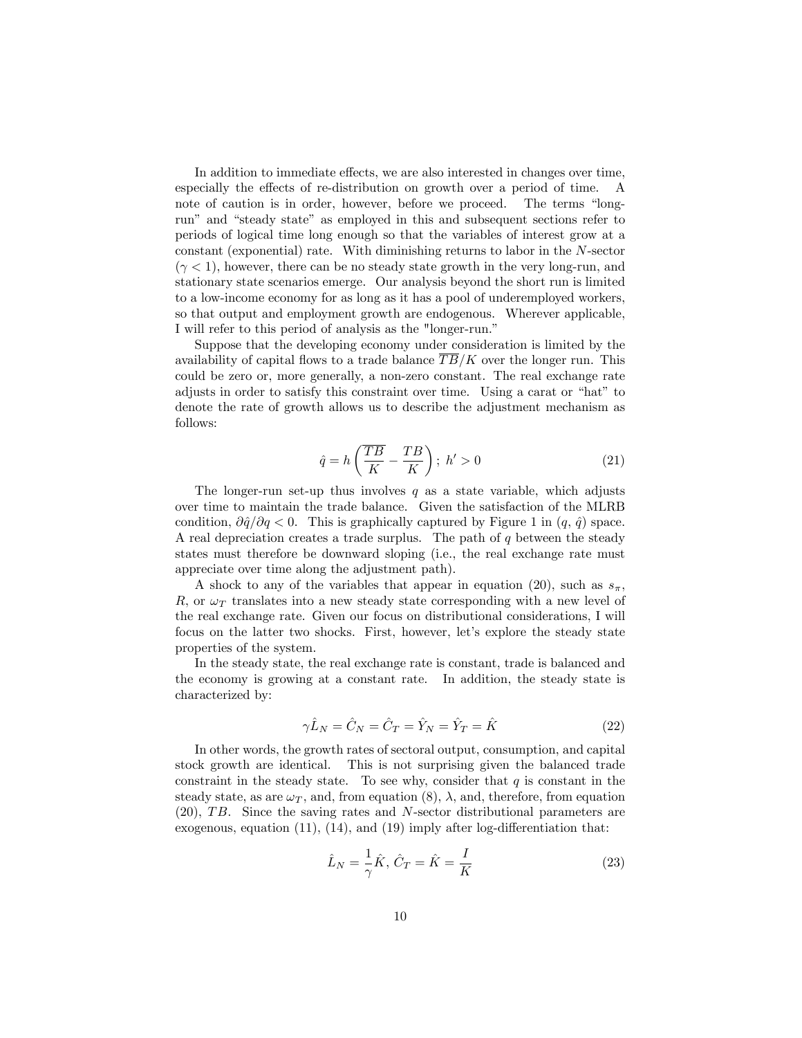In addition to immediate effects, we are also interested in changes over time, especially the effects of re-distribution on growth over a period of time. A note of caution is in order, however, before we proceed. The terms "long-run" and "steady state" as employed in this and subsequent sections refer to periods of logical time long enough so that the variables of interest grow at a constant (exponential) rate. With diminishing returns to labor in the $N$-sector ($\gamma < 1$), however, there can be no steady state growth in the very long-run, and stationary state scenarios emerge. Our analysis beyond the short run is limited to a low-income economy for as long as it has a pool of underemployed workers, so that output and employment growth are endogenous. Wherever applicable, I will refer to this period of analysis as the "longer-run."

Suppose that the developing economy under consideration is limited by the availability of capital flows to a trade balance $\overline{TB}/K$ over the longer run. This could be zero or, more generally, a non-zero constant. The real exchange rate adjusts in order to satisfy this constraint over time. Using a carat or "hat" to denote the rate of growth allows us to describe the adjustment mechanism as follows:

$$\hat{q} = h\left(\frac{\overline{TB}}{K} - \frac{TB}{K}\right);\ h' > 0 \tag{21}$$

The longer-run set-up thus involves $q$ as a state variable, which adjusts over time to maintain the trade balance. Given the satisfaction of the MLRB condition, $\partial\hat{q}/\partial q < 0$. This is graphically captured by Figure 1 in ($q$, $\hat{q}$) space. A real depreciation creates a trade surplus. The path of $q$ between the steady states must therefore be downward sloping (i.e., the real exchange rate must appreciate over time along the adjustment path).

A shock to any of the variables that appear in equation (20), such as $s_\pi$, $R$, or $\omega_T$ translates into a new steady state corresponding with a new level of the real exchange rate. Given our focus on distributional considerations, I will focus on the latter two shocks. First, however, let's explore the steady state properties of the system.

In the steady state, the real exchange rate is constant, trade is balanced and the economy is growing at a constant rate. In addition, the steady state is characterized by:

$$\gamma\hat{L}_N = \hat{C}_N = \hat{C}_T = \hat{Y}_N = \hat{Y}_T = \hat{K} \tag{22}$$

In other words, the growth rates of sectoral output, consumption, and capital stock growth are identical. This is not surprising given the balanced trade constraint in the steady state. To see why, consider that $q$ is constant in the steady state, as are $\omega_T$, and, from equation (8), $\lambda$, and, therefore, from equation (20), $TB$. Since the saving rates and $N$-sector distributional parameters are exogenous, equation (11), (14), and (19) imply after log-differentiation that:

$$\hat{L}_N = \frac{1}{\gamma}\hat{K},\ \hat{C}_T = \hat{K} = \frac{I}{K} \tag{23}$$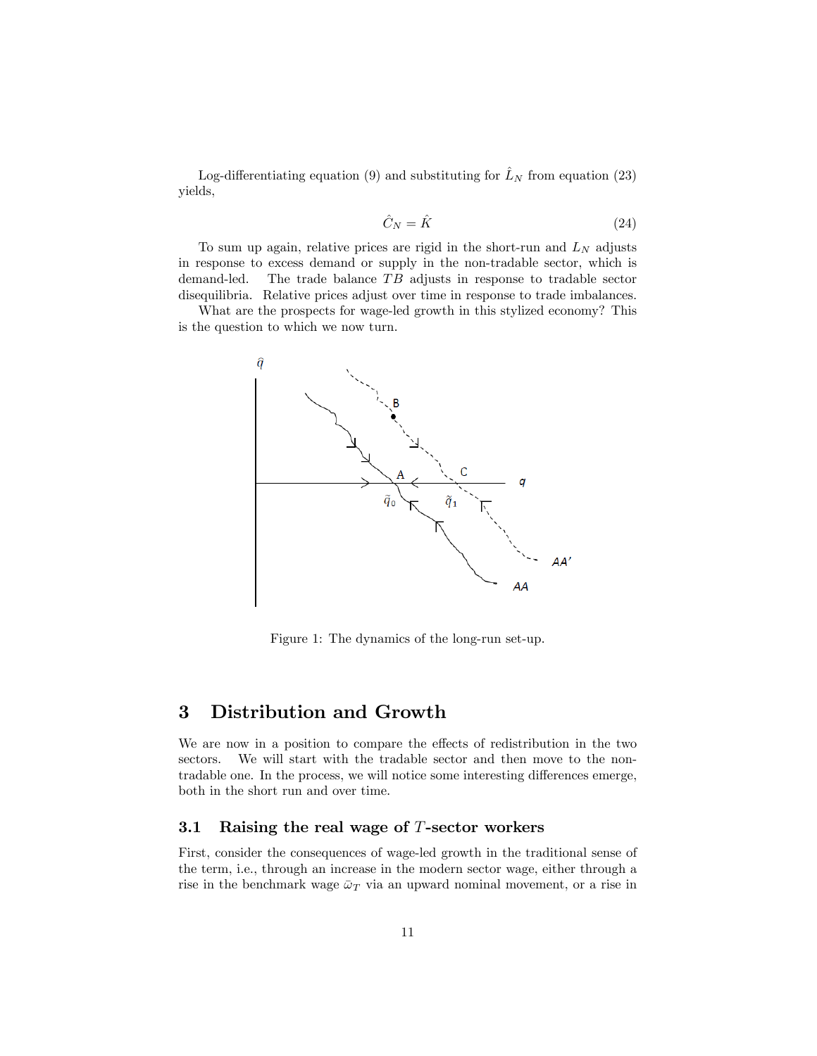Log-differentiating equation (9) and substituting for $\hat{L}_N$ from equation (23) yields,

$$\hat{C}_N = \hat{K} \tag{24}$$

To sum up again, relative prices are rigid in the short-run and $L_N$ adjusts in response to excess demand or supply in the non-tradable sector, which is demand-led. The trade balance $TB$ adjusts in response to tradable sector disequilibria. Relative prices adjust over time in response to trade imbalances.

What are the prospects for wage-led growth in this stylized economy? This is the question to which we now turn.

Figure 1: The dynamics of the long-run set-up.

## 3 Distribution and Growth

We are now in a position to compare the effects of redistribution in the two sectors. We will start with the tradable sector and then move to the non-tradable one. In the process, we will notice some interesting differences emerge, both in the short run and over time.

### 3.1 Raising the real wage of $T$-sector workers

First, consider the consequences of wage-led growth in the traditional sense of the term, i.e., through an increase in the modern sector wage, either through a rise in the benchmark wage $\bar{\omega}_T$ via an upward nominal movement, or a rise in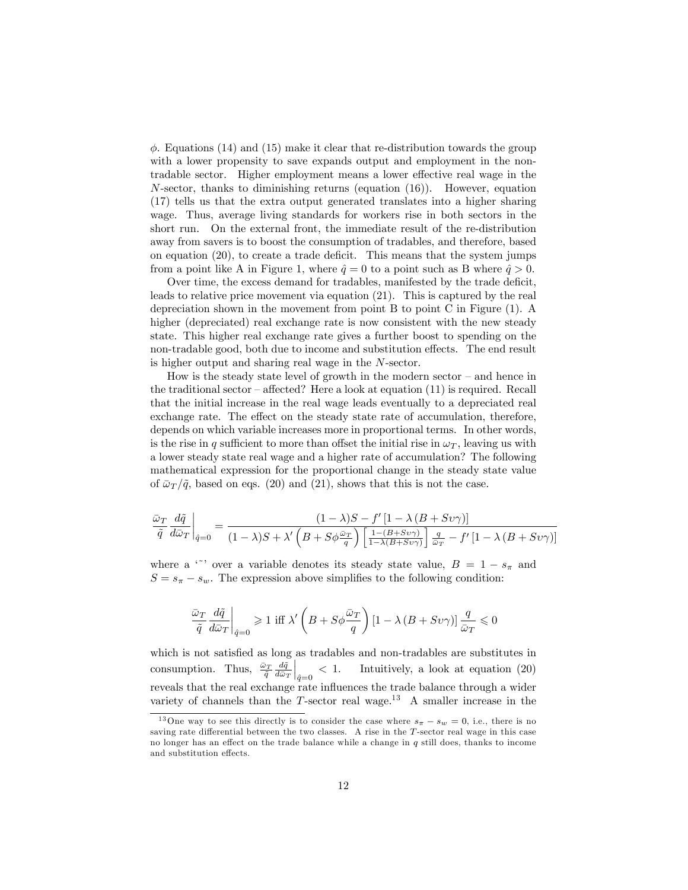$\phi$. Equations (14) and (15) make it clear that re-distribution towards the group with a lower propensity to save expands output and employment in the non-tradable sector. Higher employment means a lower effective real wage in the $N$-sector, thanks to diminishing returns (equation (16)). However, equation (17) tells us that the extra output generated translates into a higher sharing wage. Thus, average living standards for workers rise in both sectors in the short run. On the external front, the immediate result of the re-distribution away from savers is to boost the consumption of tradables, and therefore, based on equation (20), to create a trade deficit. This means that the system jumps from a point like A in Figure 1, where $\hat{q} = 0$ to a point such as B where $\hat{q} > 0$.

Over time, the excess demand for tradables, manifested by the trade deficit, leads to relative price movement via equation (21). This is captured by the real depreciation shown in the movement from point B to point C in Figure (1). A higher (depreciated) real exchange rate is now consistent with the new steady state. This higher real exchange rate gives a further boost to spending on the non-tradable good, both due to income and substitution effects. The end result is higher output and sharing real wage in the $N$-sector.

How is the steady state level of growth in the modern sector – and hence in the traditional sector – affected? Here a look at equation (11) is required. Recall that the initial increase in the real wage leads eventually to a depreciated real exchange rate. The effect on the steady state rate of accumulation, therefore, depends on which variable increases more in proportional terms. In other words, is the rise in $q$ sufficient to more than offset the initial rise in $\omega_T$, leaving us with a lower steady state real wage and a higher rate of accumulation? The following mathematical expression for the proportional change in the steady state value of $\bar{\omega}_T/\tilde{q}$, based on eqs. (20) and (21), shows that this is not the case.

$$\left.\frac{\bar{\omega}_T}{\tilde{q}}\frac{d\tilde{q}}{d\bar{\omega}_T}\right|_{\hat{q}=0} = \frac{(1-\lambda)S - f'\left[1-\lambda\left(B+S\upsilon\gamma\right)\right]}{(1-\lambda)S + \lambda'\left(B+S\phi\frac{\bar{\omega}_T}{q}\right)\left[\frac{1-(B+S\upsilon\gamma)}{1-\lambda(B+S\upsilon\gamma)}\right]\frac{q}{\bar{\omega}_T} - f'\left[1-\lambda\left(B+S\upsilon\gamma\right)\right]}$$

where a '$\tilde{\ }$' over a variable denotes its steady state value, $B = 1 - s_\pi$ and $S = s_\pi - s_w$. The expression above simplifies to the following condition:

$$\left.\frac{\bar{\omega}_T}{\tilde{q}}\frac{d\tilde{q}}{d\bar{\omega}_T}\right|_{\hat{q}=0} \gtrless 1 \text{ iff } \lambda'\left(B+S\phi\frac{\bar{\omega}_T}{q}\right)\left[1-\lambda\left(B+S\upsilon\gamma\right)\right]\frac{q}{\bar{\omega}_T} \lessgtr 0$$

which is not satisfied as long as tradables and non-tradables are substitutes in consumption. Thus, $\left.\frac{\bar{\omega}_T}{\tilde{q}}\frac{d\tilde{q}}{d\bar{\omega}_T}\right|_{\hat{q}=0} < 1$. Intuitively, a look at equation (20) reveals that the real exchange rate influences the trade balance through a wider variety of channels than the $T$-sector real wage.[13] A smaller increase in the

[13] One way to see this directly is to consider the case where $s_\pi - s_w = 0$, i.e., there is no saving rate differential between the two classes. A rise in the $T$-sector real wage in this case no longer has an effect on the trade balance while a change in $q$ still does, thanks to income and substitution effects.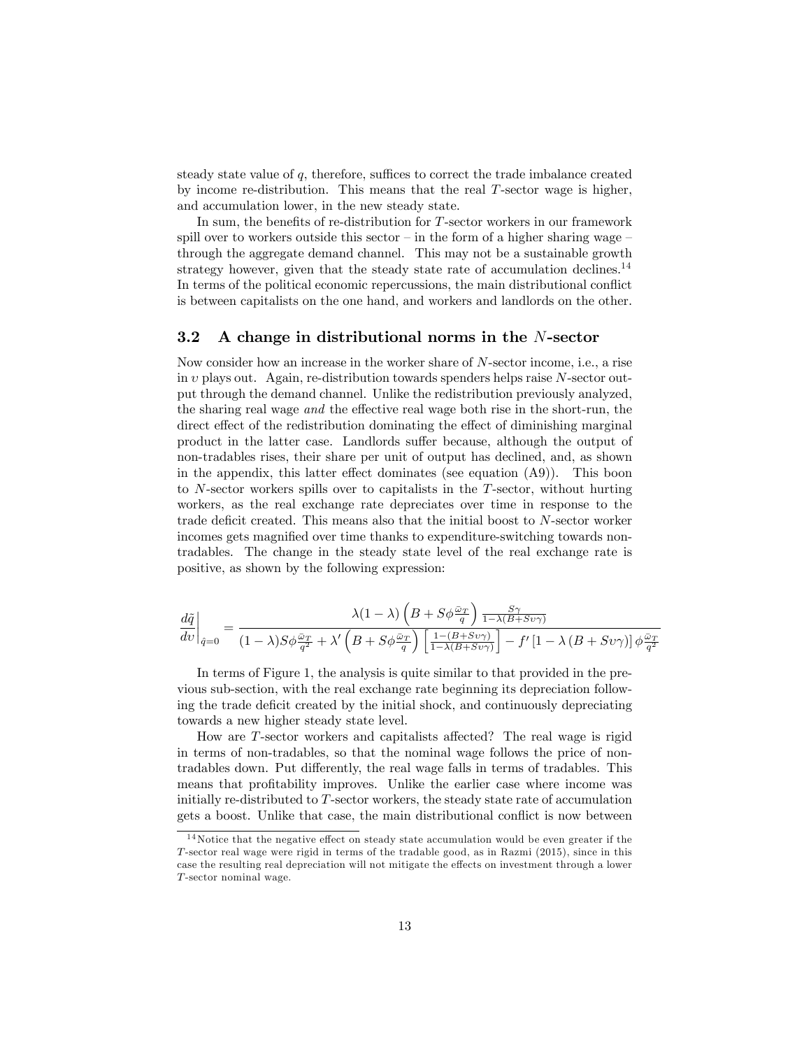steady state value of $q$, therefore, suffices to correct the trade imbalance created by income re-distribution. This means that the real $T$-sector wage is higher, and accumulation lower, in the new steady state.

In sum, the benefits of re-distribution for $T$-sector workers in our framework spill over to workers outside this sector – in the form of a higher sharing wage – through the aggregate demand channel. This may not be a sustainable growth strategy however, given that the steady state rate of accumulation declines.[14] In terms of the political economic repercussions, the main distributional conflict is between capitalists on the one hand, and workers and landlords on the other.

## 3.2 A change in distributional norms in the $N$-sector

Now consider how an increase in the worker share of $N$-sector income, i.e., a rise in $\upsilon$ plays out. Again, re-distribution towards spenders helps raise $N$-sector output through the demand channel. Unlike the redistribution previously analyzed, the sharing real wage *and* the effective real wage both rise in the short-run, the direct effect of the redistribution dominating the effect of diminishing marginal product in the latter case. Landlords suffer because, although the output of non-tradables rises, their share per unit of output has declined, and, as shown in the appendix, this latter effect dominates (see equation (A9)). This boon to $N$-sector workers spills over to capitalists in the $T$-sector, without hurting workers, as the real exchange rate depreciates over time in response to the trade deficit created. This means also that the initial boost to $N$-sector worker incomes gets magnified over time thanks to expenditure-switching towards non-tradables. The change in the steady state level of the real exchange rate is positive, as shown by the following expression:

$$\left.\frac{d\tilde{q}}{d\upsilon}\right|_{\hat{q}=0} = \frac{\lambda(1-\lambda)\left(B + S\phi\frac{\bar{\omega}_T}{q}\right)\frac{S\gamma}{1-\lambda(B+S\upsilon\gamma)}}{(1-\lambda)S\phi\frac{\bar{\omega}_T}{q^2} + \lambda'\left(B + S\phi\frac{\bar{\omega}_T}{q}\right)\left[\frac{1-(B+S\upsilon\gamma)}{1-\lambda(B+S\upsilon\gamma)}\right] - f'\left[1-\lambda\left(B+S\upsilon\gamma\right)\right]\phi\frac{\bar{\omega}_T}{q^2}}$$

In terms of Figure 1, the analysis is quite similar to that provided in the previous sub-section, with the real exchange rate beginning its depreciation following the trade deficit created by the initial shock, and continuously depreciating towards a new higher steady state level.

How are $T$-sector workers and capitalists affected? The real wage is rigid in terms of non-tradables, so that the nominal wage follows the price of non-tradables down. Put differently, the real wage falls in terms of tradables. This means that profitability improves. Unlike the earlier case where income was initially re-distributed to $T$-sector workers, the steady state rate of accumulation gets a boost. Unlike that case, the main distributional conflict is now between

[14] Notice that the negative effect on steady state accumulation would be even greater if the $T$-sector real wage were rigid in terms of the tradable good, as in Razmi (2015), since in this case the resulting real depreciation will not mitigate the effects on investment through a lower $T$-sector nominal wage.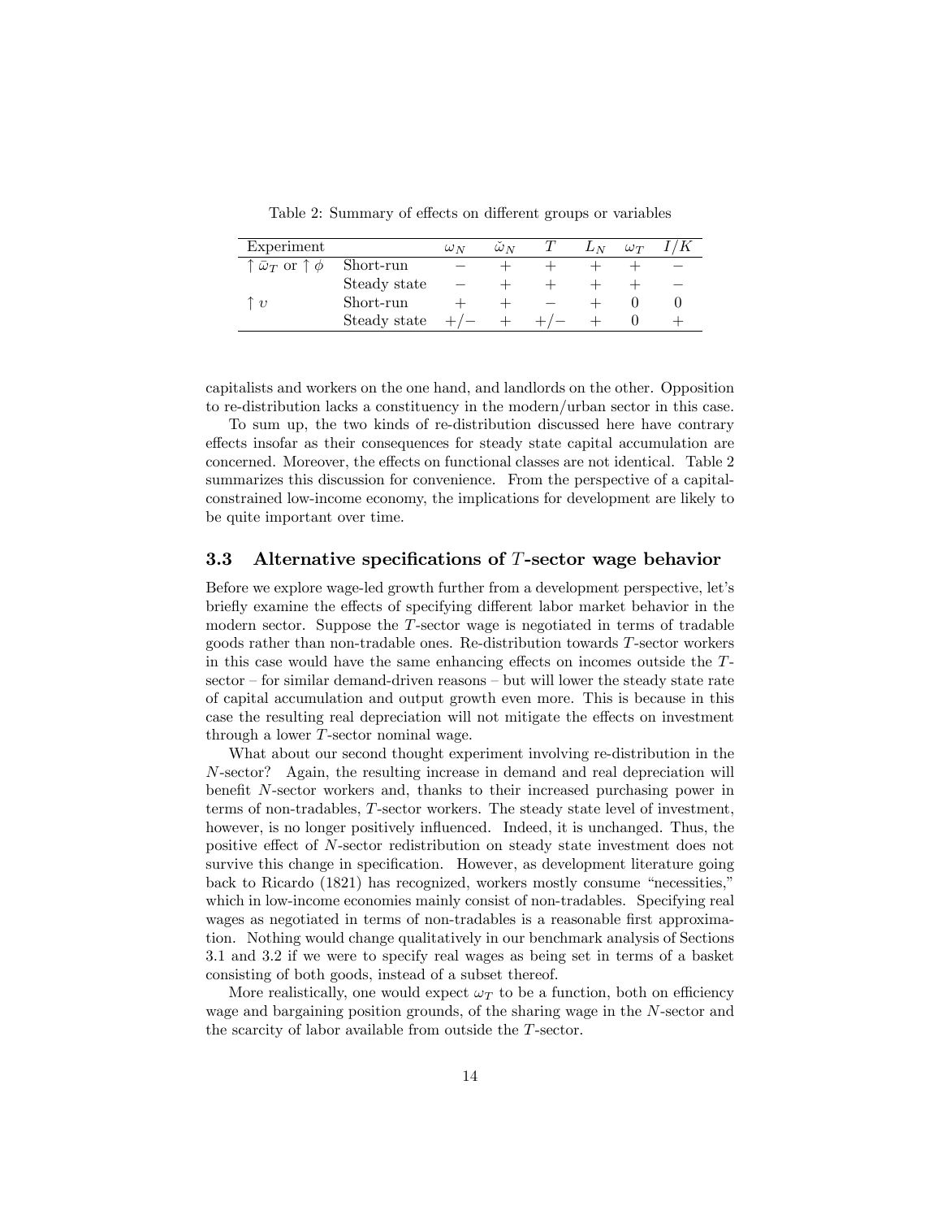Table 2: Summary of effects on different groups or variables

| Experiment | | $\omega_N$ | $\tilde{\omega}_N$ | $T$ | $L_N$ | $\omega_T$ | $I/K$ |
|---|---|---|---|---|---|---|---|
| $\uparrow \bar{\omega}_T$ or $\uparrow \phi$ | Short-run | $-$ | $+$ | $+$ | $+$ | $+$ | $-$ |
| | Steady state | $-$ | $+$ | $+$ | $+$ | $+$ | $-$ |
| $\uparrow \upsilon$ | Short-run | $+$ | $+$ | $-$ | $+$ | $0$ | $0$ |
| | Steady state | $+/-$ | $+$ | $+/-$ | $+$ | $0$ | $+$ |

capitalists and workers on the one hand, and landlords on the other. Opposition to re-distribution lacks a constituency in the modern/urban sector in this case.

To sum up, the two kinds of re-distribution discussed here have contrary effects insofar as their consequences for steady state capital accumulation are concerned. Moreover, the effects on functional classes are not identical. Table 2 summarizes this discussion for convenience. From the perspective of a capital-constrained low-income economy, the implications for development are likely to be quite important over time.

### 3.3 Alternative specifications of $T$-sector wage behavior

Before we explore wage-led growth further from a development perspective, let's briefly examine the effects of specifying different labor market behavior in the modern sector. Suppose the $T$-sector wage is negotiated in terms of tradable goods rather than non-tradable ones. Re-distribution towards $T$-sector workers in this case would have the same enhancing effects on incomes outside the $T$-sector – for similar demand-driven reasons – but will lower the steady state rate of capital accumulation and output growth even more. This is because in this case the resulting real depreciation will not mitigate the effects on investment through a lower $T$-sector nominal wage.

What about our second thought experiment involving re-distribution in the $N$-sector? Again, the resulting increase in demand and real depreciation will benefit $N$-sector workers and, thanks to their increased purchasing power in terms of non-tradables, $T$-sector workers. The steady state level of investment, however, is no longer positively influenced. Indeed, it is unchanged. Thus, the positive effect of $N$-sector redistribution on steady state investment does not survive this change in specification. However, as development literature going back to Ricardo (1821) has recognized, workers mostly consume "necessities," which in low-income economies mainly consist of non-tradables. Specifying real wages as negotiated in terms of non-tradables is a reasonable first approximation. Nothing would change qualitatively in our benchmark analysis of Sections 3.1 and 3.2 if we were to specify real wages as being set in terms of a basket consisting of both goods, instead of a subset thereof.

More realistically, one would expect $\omega_T$ to be a function, both on efficiency wage and bargaining position grounds, of the sharing wage in the $N$-sector and the scarcity of labor available from outside the $T$-sector.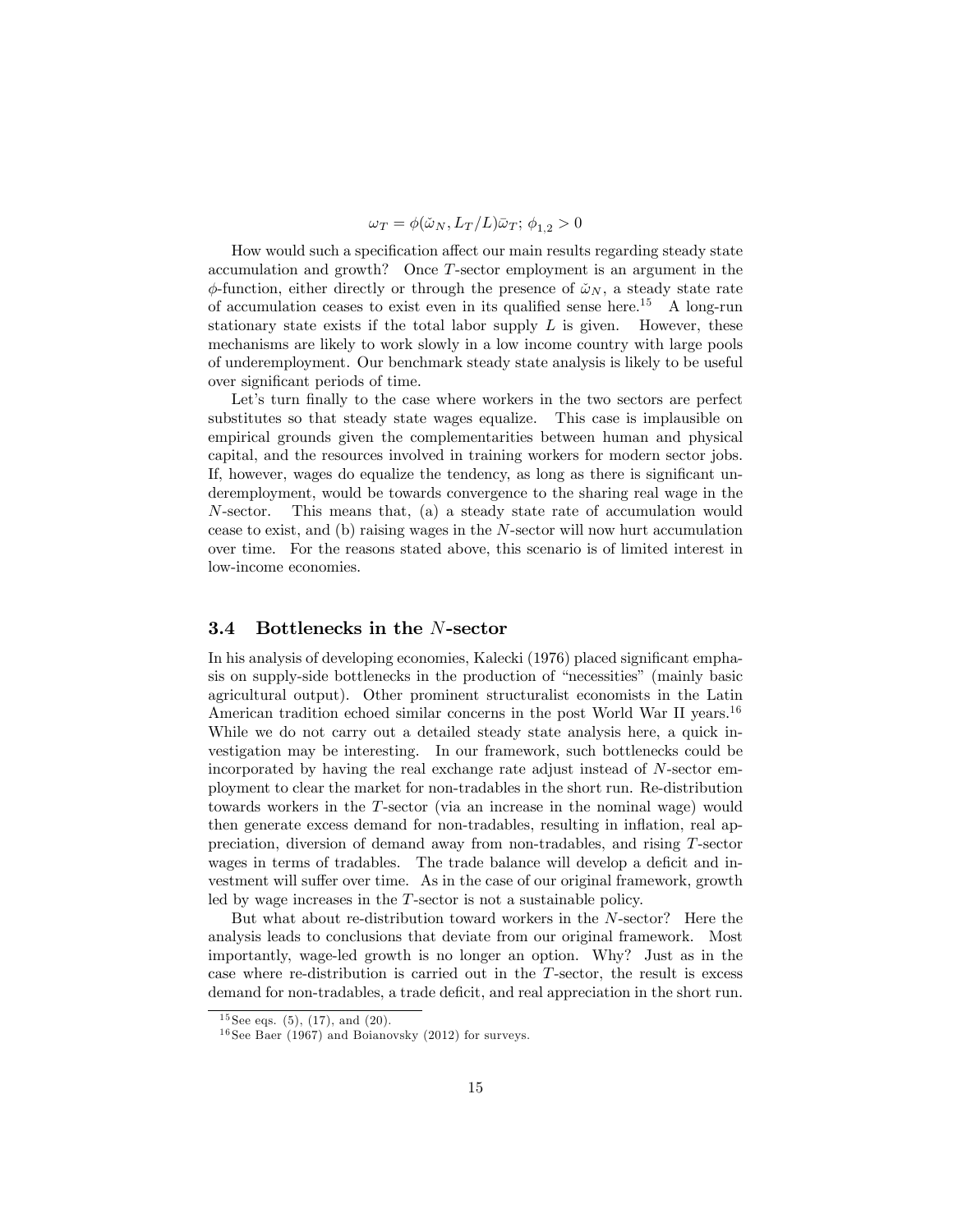$$\omega_T = \phi(\tilde{\omega}_N, L_T/L)\bar{\omega}_T;\ \phi_{1,2} > 0$$

How would such a specification affect our main results regarding steady state accumulation and growth? Once $T$-sector employment is an argument in the $\phi$-function, either directly or through the presence of $\tilde{\omega}_N$, a steady state rate of accumulation ceases to exist even in its qualified sense here.[15] A long-run stationary state exists if the total labor supply $L$ is given. However, these mechanisms are likely to work slowly in a low income country with large pools of underemployment. Our benchmark steady state analysis is likely to be useful over significant periods of time.

Let's turn finally to the case where workers in the two sectors are perfect substitutes so that steady state wages equalize. This case is implausible on empirical grounds given the complementarities between human and physical capital, and the resources involved in training workers for modern sector jobs. If, however, wages do equalize the tendency, as long as there is significant underemployment, would be towards convergence to the sharing real wage in the $N$-sector. This means that, (a) a steady state rate of accumulation would cease to exist, and (b) raising wages in the $N$-sector will now hurt accumulation over time. For the reasons stated above, this scenario is of limited interest in low-income economies.

### 3.4 Bottlenecks in the $N$-sector

In his analysis of developing economies, Kalecki (1976) placed significant emphasis on supply-side bottlenecks in the production of "necessities" (mainly basic agricultural output). Other prominent structuralist economists in the Latin American tradition echoed similar concerns in the post World War II years.[16] While we do not carry out a detailed steady state analysis here, a quick investigation may be interesting. In our framework, such bottlenecks could be incorporated by having the real exchange rate adjust instead of $N$-sector employment to clear the market for non-tradables in the short run. Re-distribution towards workers in the $T$-sector (via an increase in the nominal wage) would then generate excess demand for non-tradables, resulting in inflation, real appreciation, diversion of demand away from non-tradables, and rising $T$-sector wages in terms of tradables. The trade balance will develop a deficit and investment will suffer over time. As in the case of our original framework, growth led by wage increases in the $T$-sector is not a sustainable policy.

But what about re-distribution toward workers in the $N$-sector? Here the analysis leads to conclusions that deviate from our original framework. Most importantly, wage-led growth is no longer an option. Why? Just as in the case where re-distribution is carried out in the $T$-sector, the result is excess demand for non-tradables, a trade deficit, and real appreciation in the short run.

---

[15] See eqs. (5), (17), and (20).

[16] See Baer (1967) and Boianovsky (2012) for surveys.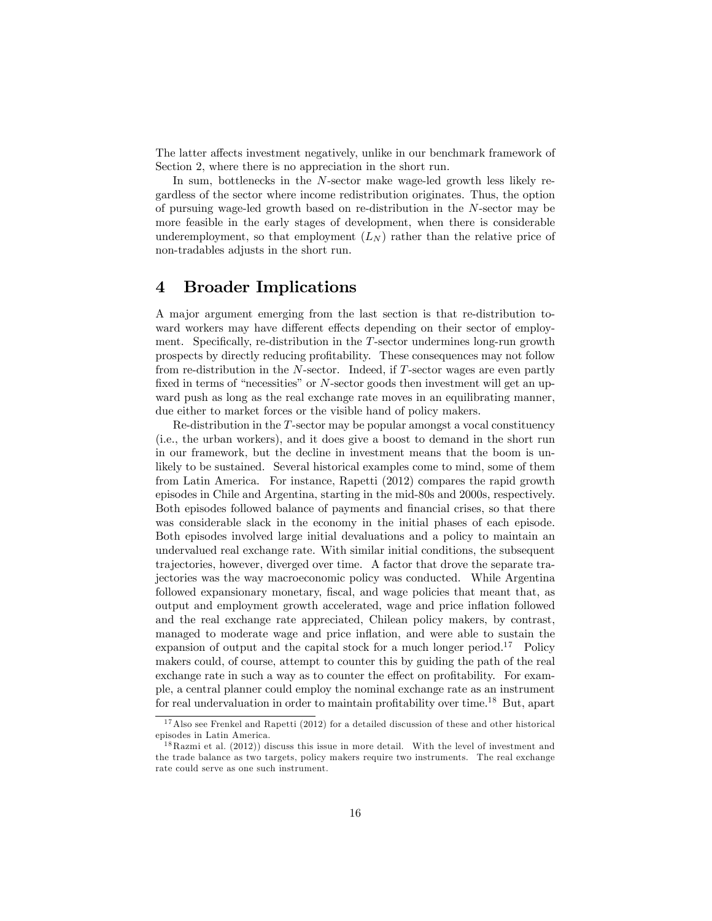The latter affects investment negatively, unlike in our benchmark framework of Section 2, where there is no appreciation in the short run.

In sum, bottlenecks in the $N$-sector make wage-led growth less likely regardless of the sector where income redistribution originates. Thus, the option of pursuing wage-led growth based on re-distribution in the $N$-sector may be more feasible in the early stages of development, when there is considerable underemployment, so that employment ($L_N$) rather than the relative price of non-tradables adjusts in the short run.

# 4 Broader Implications

A major argument emerging from the last section is that re-distribution toward workers may have different effects depending on their sector of employment. Specifically, re-distribution in the $T$-sector undermines long-run growth prospects by directly reducing profitability. These consequences may not follow from re-distribution in the $N$-sector. Indeed, if $T$-sector wages are even partly fixed in terms of "necessities" or $N$-sector goods then investment will get an upward push as long as the real exchange rate moves in an equilibrating manner, due either to market forces or the visible hand of policy makers.

Re-distribution in the $T$-sector may be popular amongst a vocal constituency (i.e., the urban workers), and it does give a boost to demand in the short run in our framework, but the decline in investment means that the boom is unlikely to be sustained. Several historical examples come to mind, some of them from Latin America. For instance, Rapetti (2012) compares the rapid growth episodes in Chile and Argentina, starting in the mid-80s and 2000s, respectively. Both episodes followed balance of payments and financial crises, so that there was considerable slack in the economy in the initial phases of each episode. Both episodes involved large initial devaluations and a policy to maintain an undervalued real exchange rate. With similar initial conditions, the subsequent trajectories, however, diverged over time. A factor that drove the separate trajectories was the way macroeconomic policy was conducted. While Argentina followed expansionary monetary, fiscal, and wage policies that meant that, as output and employment growth accelerated, wage and price inflation followed and the real exchange rate appreciated, Chilean policy makers, by contrast, managed to moderate wage and price inflation, and were able to sustain the expansion of output and the capital stock for a much longer period.[17] Policy makers could, of course, attempt to counter this by guiding the path of the real exchange rate in such a way as to counter the effect on profitability. For example, a central planner could employ the nominal exchange rate as an instrument for real undervaluation in order to maintain profitability over time.[18] But, apart

[17] Also see Frenkel and Rapetti (2012) for a detailed discussion of these and other historical episodes in Latin America.

[18] Razmi et al. (2012)) discuss this issue in more detail. With the level of investment and the trade balance as two targets, policy makers require two instruments. The real exchange rate could serve as one such instrument.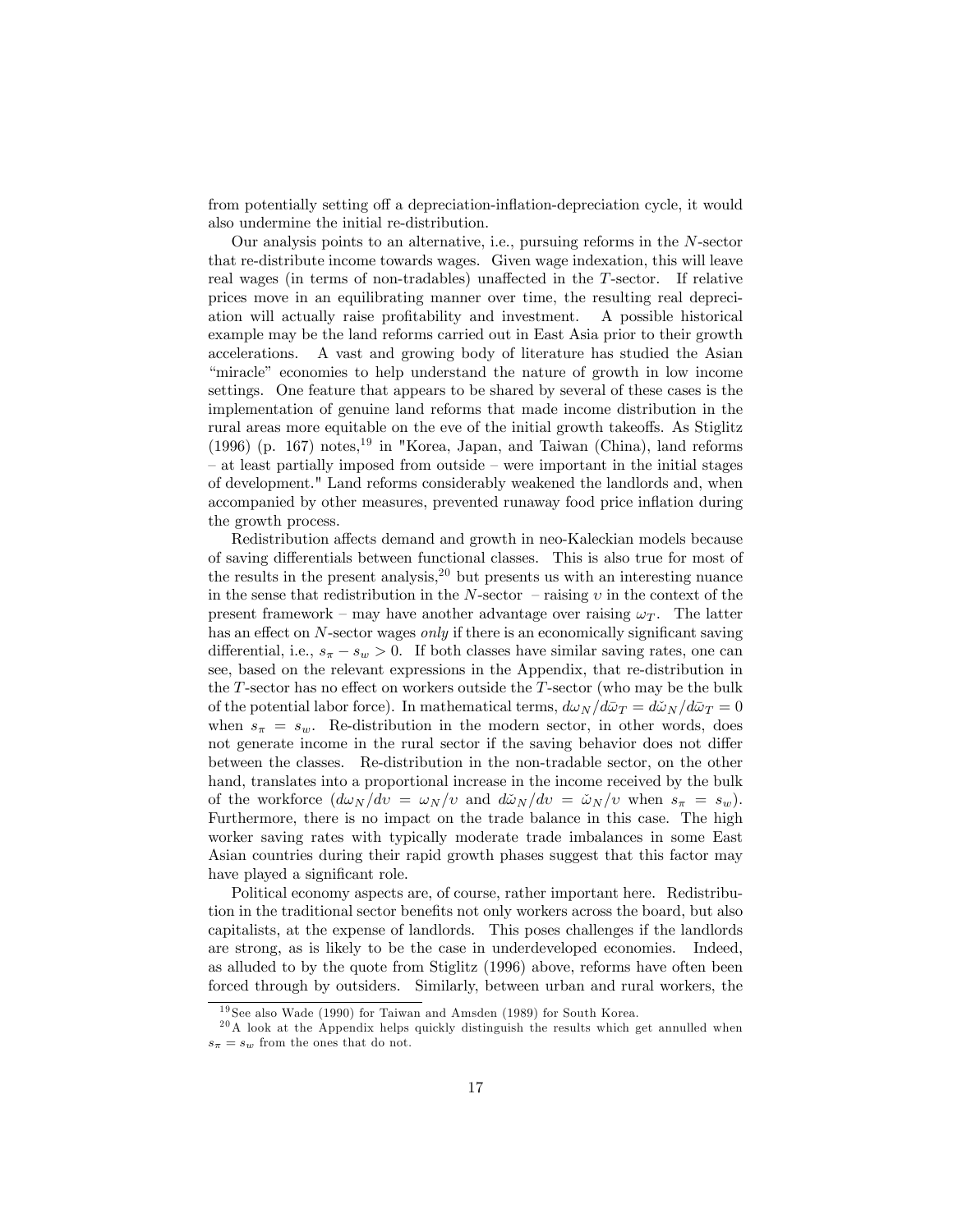from potentially setting off a depreciation-inflation-depreciation cycle, it would also undermine the initial re-distribution.

Our analysis points to an alternative, i.e., pursuing reforms in the $N$-sector that re-distribute income towards wages. Given wage indexation, this will leave real wages (in terms of non-tradables) unaffected in the $T$-sector. If relative prices move in an equilibrating manner over time, the resulting real depreciation will actually raise profitability and investment. A possible historical example may be the land reforms carried out in East Asia prior to their growth accelerations. A vast and growing body of literature has studied the Asian "miracle" economies to help understand the nature of growth in low income settings. One feature that appears to be shared by several of these cases is the implementation of genuine land reforms that made income distribution in the rural areas more equitable on the eve of the initial growth takeoffs. As Stiglitz (1996) (p. 167) notes,[19] in "Korea, Japan, and Taiwan (China), land reforms – at least partially imposed from outside – were important in the initial stages of development." Land reforms considerably weakened the landlords and, when accompanied by other measures, prevented runaway food price inflation during the growth process.

Redistribution affects demand and growth in neo-Kaleckian models because of saving differentials between functional classes. This is also true for most of the results in the present analysis,[20] but presents us with an interesting nuance in the sense that redistribution in the $N$-sector – raising $\upsilon$ in the context of the present framework – may have another advantage over raising $\omega_T$. The latter has an effect on $N$-sector wages *only* if there is an economically significant saving differential, i.e., $s_\pi - s_w > 0$. If both classes have similar saving rates, one can see, based on the relevant expressions in the Appendix, that re-distribution in the $T$-sector has no effect on workers outside the $T$-sector (who may be the bulk of the potential labor force). In mathematical terms, $d\omega_N/d\bar{\omega}_T = d\tilde{\omega}_N/d\bar{\omega}_T = 0$ when $s_\pi = s_w$. Re-distribution in the modern sector, in other words, does not generate income in the rural sector if the saving behavior does not differ between the classes. Re-distribution in the non-tradable sector, on the other hand, translates into a proportional increase in the income received by the bulk of the workforce ($d\omega_N/d\upsilon = \omega_N/\upsilon$ and $d\tilde{\omega}_N/d\upsilon = \tilde{\omega}_N/\upsilon$ when $s_\pi = s_w$). Furthermore, there is no impact on the trade balance in this case. The high worker saving rates with typically moderate trade imbalances in some East Asian countries during their rapid growth phases suggest that this factor may have played a significant role.

Political economy aspects are, of course, rather important here. Redistribution in the traditional sector benefits not only workers across the board, but also capitalists, at the expense of landlords. This poses challenges if the landlords are strong, as is likely to be the case in underdeveloped economies. Indeed, as alluded to by the quote from Stiglitz (1996) above, reforms have often been forced through by outsiders. Similarly, between urban and rural workers, the

[19] See also Wade (1990) for Taiwan and Amsden (1989) for South Korea.

[20] A look at the Appendix helps quickly distinguish the results which get annulled when $s_\pi = s_w$ from the ones that do not.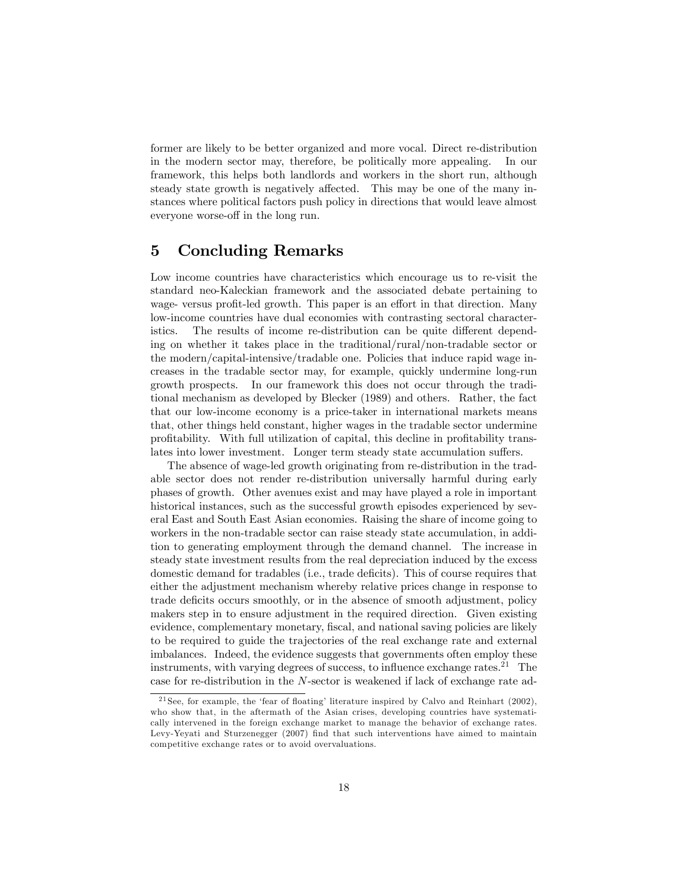former are likely to be better organized and more vocal. Direct re-distribution in the modern sector may, therefore, be politically more appealing. In our framework, this helps both landlords and workers in the short run, although steady state growth is negatively affected. This may be one of the many instances where political factors push policy in directions that would leave almost everyone worse-off in the long run.

## 5 Concluding Remarks

Low income countries have characteristics which encourage us to re-visit the standard neo-Kaleckian framework and the associated debate pertaining to wage- versus profit-led growth. This paper is an effort in that direction. Many low-income countries have dual economies with contrasting sectoral characteristics. The results of income re-distribution can be quite different depending on whether it takes place in the traditional/rural/non-tradable sector or the modern/capital-intensive/tradable one. Policies that induce rapid wage increases in the tradable sector may, for example, quickly undermine long-run growth prospects. In our framework this does not occur through the traditional mechanism as developed by Blecker (1989) and others. Rather, the fact that our low-income economy is a price-taker in international markets means that, other things held constant, higher wages in the tradable sector undermine profitability. With full utilization of capital, this decline in profitability translates into lower investment. Longer term steady state accumulation suffers.

The absence of wage-led growth originating from re-distribution in the tradable sector does not render re-distribution universally harmful during early phases of growth. Other avenues exist and may have played a role in important historical instances, such as the successful growth episodes experienced by several East and South East Asian economies. Raising the share of income going to workers in the non-tradable sector can raise steady state accumulation, in addition to generating employment through the demand channel. The increase in steady state investment results from the real depreciation induced by the excess domestic demand for tradables (i.e., trade deficits). This of course requires that either the adjustment mechanism whereby relative prices change in response to trade deficits occurs smoothly, or in the absence of smooth adjustment, policy makers step in to ensure adjustment in the required direction. Given existing evidence, complementary monetary, fiscal, and national saving policies are likely to be required to guide the trajectories of the real exchange rate and external imbalances. Indeed, the evidence suggests that governments often employ these instruments, with varying degrees of success, to influence exchange rates.[21] The case for re-distribution in the $N$-sector is weakened if lack of exchange rate ad-

[21] See, for example, the 'fear of floating' literature inspired by Calvo and Reinhart (2002), who show that, in the aftermath of the Asian crises, developing countries have systematically intervened in the foreign exchange market to manage the behavior of exchange rates. Levy-Yeyati and Sturzenegger (2007) find that such interventions have aimed to maintain competitive exchange rates or to avoid overvaluations.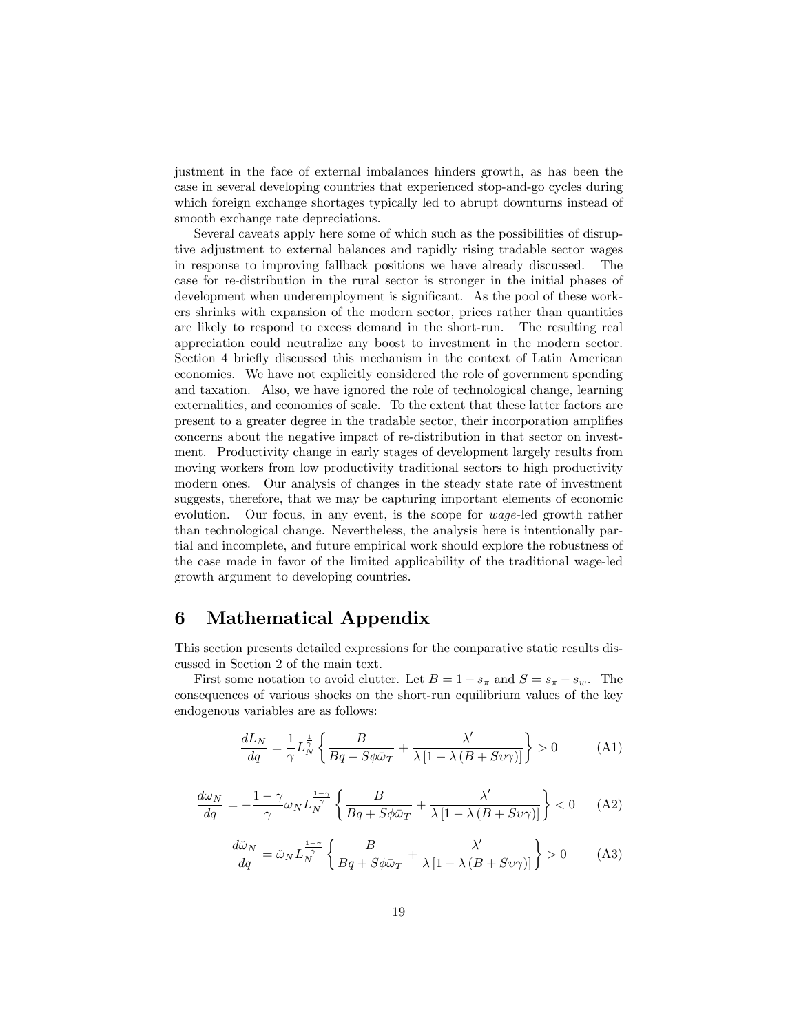justment in the face of external imbalances hinders growth, as has been the case in several developing countries that experienced stop-and-go cycles during which foreign exchange shortages typically led to abrupt downturns instead of smooth exchange rate depreciations.

Several caveats apply here some of which such as the possibilities of disruptive adjustment to external balances and rapidly rising tradable sector wages in response to improving fallback positions we have already discussed. The case for re-distribution in the rural sector is stronger in the initial phases of development when underemployment is significant. As the pool of these workers shrinks with expansion of the modern sector, prices rather than quantities are likely to respond to excess demand in the short-run. The resulting real appreciation could neutralize any boost to investment in the modern sector. Section 4 briefly discussed this mechanism in the context of Latin American economies. We have not explicitly considered the role of government spending and taxation. Also, we have ignored the role of technological change, learning externalities, and economies of scale. To the extent that these latter factors are present to a greater degree in the tradable sector, their incorporation amplifies concerns about the negative impact of re-distribution in that sector on investment. Productivity change in early stages of development largely results from moving workers from low productivity traditional sectors to high productivity modern ones. Our analysis of changes in the steady state rate of investment suggests, therefore, that we may be capturing important elements of economic evolution. Our focus, in any event, is the scope for *wage*-led growth rather than technological change. Nevertheless, the analysis here is intentionally partial and incomplete, and future empirical work should explore the robustness of the case made in favor of the limited applicability of the traditional wage-led growth argument to developing countries.

# 6 Mathematical Appendix

This section presents detailed expressions for the comparative static results discussed in Section 2 of the main text.

First some notation to avoid clutter. Let $B = 1 - s_\pi$ and $S = s_\pi - s_w$. The consequences of various shocks on the short-run equilibrium values of the key endogenous variables are as follows:

$$\frac{dL_N}{dq} = \frac{1}{\gamma} L_N^{\frac{1}{\gamma}} \left\{ \frac{B}{Bq + S\phi\bar{\omega}_T} + \frac{\lambda'}{\lambda\left[1 - \lambda\left(B + S\upsilon\gamma\right)\right]} \right\} > 0 \tag{A1}$$

$$\frac{d\omega_N}{dq} = -\frac{1-\gamma}{\gamma} \omega_N L_N^{\frac{1-\gamma}{\gamma}} \left\{ \frac{B}{Bq + S\phi\bar{\omega}_T} + \frac{\lambda'}{\lambda\left[1 - \lambda\left(B + S\upsilon\gamma\right)\right]} \right\} < 0 \tag{A2}$$

$$\frac{d\tilde{\omega}_N}{dq} = \tilde{\omega}_N L_N^{\frac{1-\gamma}{\gamma}} \left\{ \frac{B}{Bq + S\phi\bar{\omega}_T} + \frac{\lambda'}{\lambda\left[1 - \lambda\left(B + S\upsilon\gamma\right)\right]} \right\} > 0 \tag{A3}$$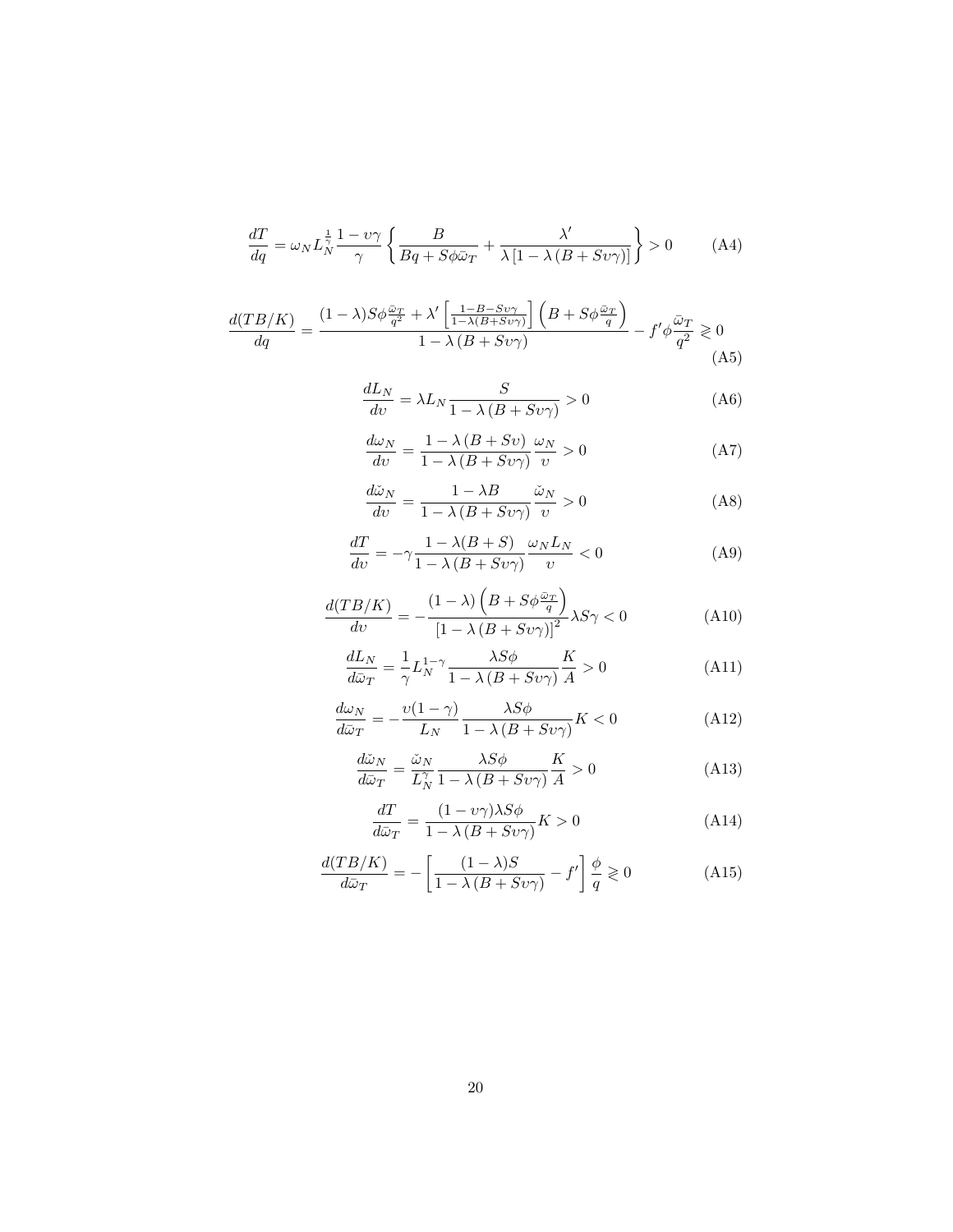$$\frac{dT}{dq} = \omega_N L_N^{\frac{1}{\gamma}} \frac{1-\upsilon\gamma}{\gamma} \left\{ \frac{B}{Bq + S\phi\bar{\omega}_T} + \frac{\lambda'}{\lambda\left[1-\lambda\left(B+S\upsilon\gamma\right)\right]} \right\} > 0 \tag{A4}$$

$$\frac{d(TB/K)}{dq} = \frac{(1-\lambda)S\phi\frac{\bar{\omega}_T}{q^2} + \lambda'\left[\frac{1-B-S\upsilon\gamma}{1-\lambda(B+S\upsilon\gamma)}\right]\left(B + S\phi\frac{\bar{\omega}_T}{q}\right)}{1-\lambda\left(B+S\upsilon\gamma\right)} - f'\phi\frac{\bar{\omega}_T}{q^2} \gtrless 0 \tag{A5}$$

$$\frac{dL_N}{d\upsilon} = \lambda L_N \frac{S}{1-\lambda\left(B+S\upsilon\gamma\right)} > 0 \tag{A6}$$

$$\frac{d\omega_N}{d\upsilon} = \frac{1-\lambda\left(B+S\upsilon\right)}{1-\lambda\left(B+S\upsilon\gamma\right)}\frac{\omega_N}{\upsilon} > 0 \tag{A7}$$

$$\frac{d\tilde{\omega}_N}{d\upsilon} = \frac{1-\lambda B}{1-\lambda\left(B+S\upsilon\gamma\right)}\frac{\tilde{\omega}_N}{\upsilon} > 0 \tag{A8}$$

$$\frac{dT}{d\upsilon} = -\gamma\frac{1-\lambda(B+S)}{1-\lambda\left(B+S\upsilon\gamma\right)}\frac{\omega_N L_N}{\upsilon} < 0 \tag{A9}$$

$$\frac{d(TB/K)}{d\upsilon} = -\frac{(1-\lambda)\left(B + S\phi\frac{\bar{\omega}_T}{q}\right)}{\left[1-\lambda\left(B+S\upsilon\gamma\right)\right]^2}\lambda S\gamma < 0 \tag{A10}$$

$$\frac{dL_N}{d\bar{\omega}_T} = \frac{1}{\gamma}L_N^{1-\gamma}\frac{\lambda S\phi}{1-\lambda\left(B+S\upsilon\gamma\right)}\frac{K}{A} > 0 \tag{A11}$$

$$\frac{d\omega_N}{d\bar{\omega}_T} = -\frac{\upsilon(1-\gamma)}{L_N}\frac{\lambda S\phi}{1-\lambda\left(B+S\upsilon\gamma\right)}K < 0 \tag{A12}$$

$$\frac{d\tilde{\omega}_N}{d\bar{\omega}_T} = \frac{\tilde{\omega}_N}{L_N^{\gamma}}\frac{\lambda S\phi}{1-\lambda\left(B+S\upsilon\gamma\right)}\frac{K}{A} > 0 \tag{A13}$$

$$\frac{dT}{d\bar{\omega}_T} = \frac{(1-\upsilon\gamma)\lambda S\phi}{1-\lambda\left(B+S\upsilon\gamma\right)}K > 0 \tag{A14}$$

$$\frac{d(TB/K)}{d\bar{\omega}_T} = -\left[\frac{(1-\lambda)S}{1-\lambda\left(B+S\upsilon\gamma\right)} - f'\right]\frac{\phi}{q} \gtrless 0 \tag{A15}$$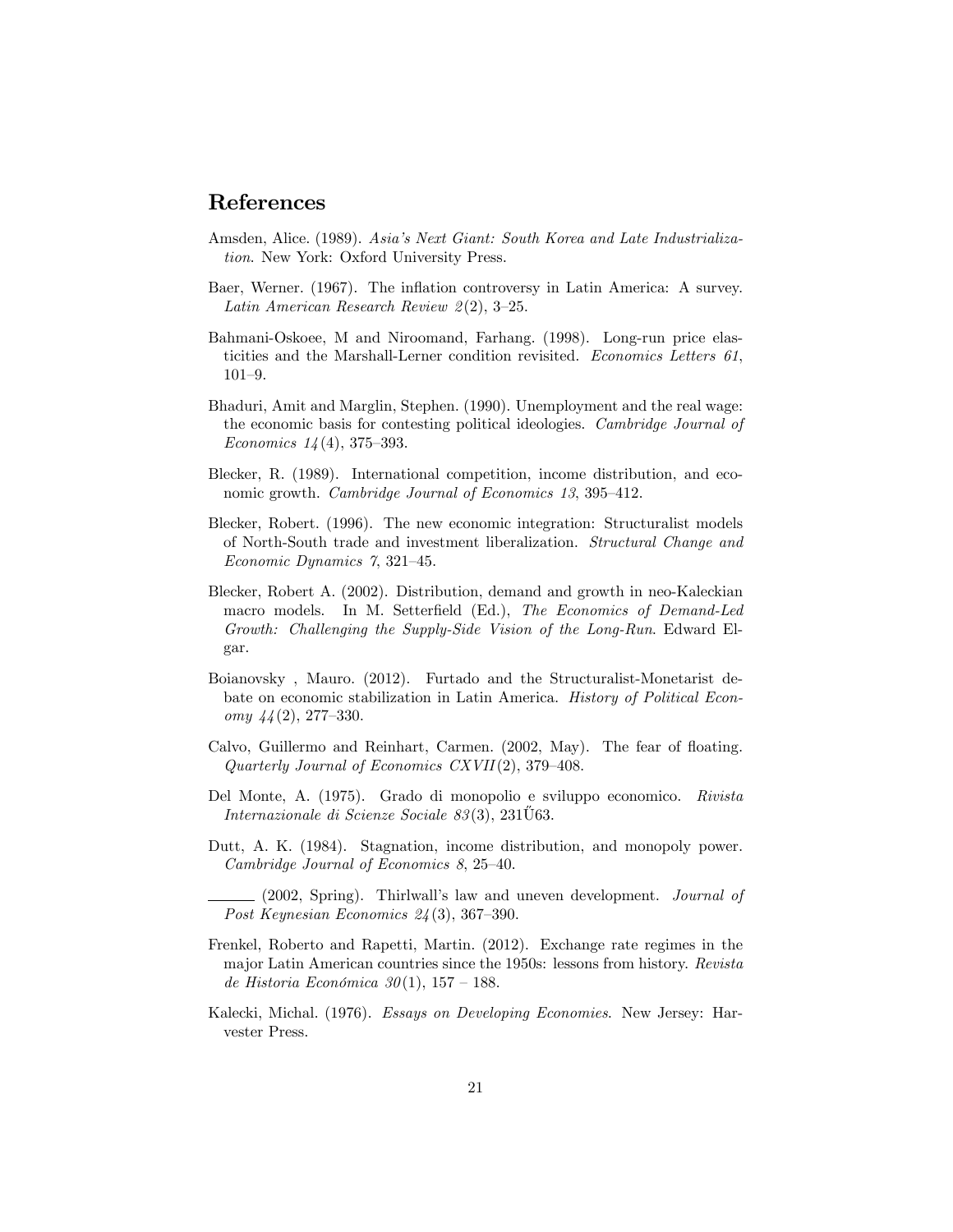## References

Amsden, Alice. (1989). *Asia's Next Giant: South Korea and Late Industrialization*. New York: Oxford University Press.

Baer, Werner. (1967). The inflation controversy in Latin America: A survey. *Latin American Research Review 2*(2), 3–25.

Bahmani-Oskoee, M and Niroomand, Farhang. (1998). Long-run price elasticities and the Marshall-Lerner condition revisited. *Economics Letters 61*, 101–9.

Bhaduri, Amit and Marglin, Stephen. (1990). Unemployment and the real wage: the economic basis for contesting political ideologies. *Cambridge Journal of Economics 14*(4), 375–393.

Blecker, R. (1989). International competition, income distribution, and economic growth. *Cambridge Journal of Economics 13*, 395–412.

Blecker, Robert. (1996). The new economic integration: Structuralist models of North-South trade and investment liberalization. *Structural Change and Economic Dynamics 7*, 321–45.

Blecker, Robert A. (2002). Distribution, demand and growth in neo-Kaleckian macro models. In M. Setterfield (Ed.), *The Economics of Demand-Led Growth: Challenging the Supply-Side Vision of the Long-Run*. Edward Elgar.

Boianovsky , Mauro. (2012). Furtado and the Structuralist-Monetarist debate on economic stabilization in Latin America. *History of Political Economy 44*(2), 277–330.

Calvo, Guillermo and Reinhart, Carmen. (2002, May). The fear of floating. *Quarterly Journal of Economics CXVII*(2), 379–408.

Del Monte, A. (1975). Grado di monopolio e sviluppo economico. *Rivista Internazionale di Scienze Sociale 83*(3), 231Ű63.

Dutt, A. K. (1984). Stagnation, income distribution, and monopoly power. *Cambridge Journal of Economics 8*, 25–40.

\_\_\_\_\_\_ (2002, Spring). Thirlwall's law and uneven development. *Journal of Post Keynesian Economics 24*(3), 367–390.

Frenkel, Roberto and Rapetti, Martin. (2012). Exchange rate regimes in the major Latin American countries since the 1950s: lessons from history. *Revista de Historia Económica 30*(1), 157 – 188.

Kalecki, Michal. (1976). *Essays on Developing Economies*. New Jersey: Harvester Press.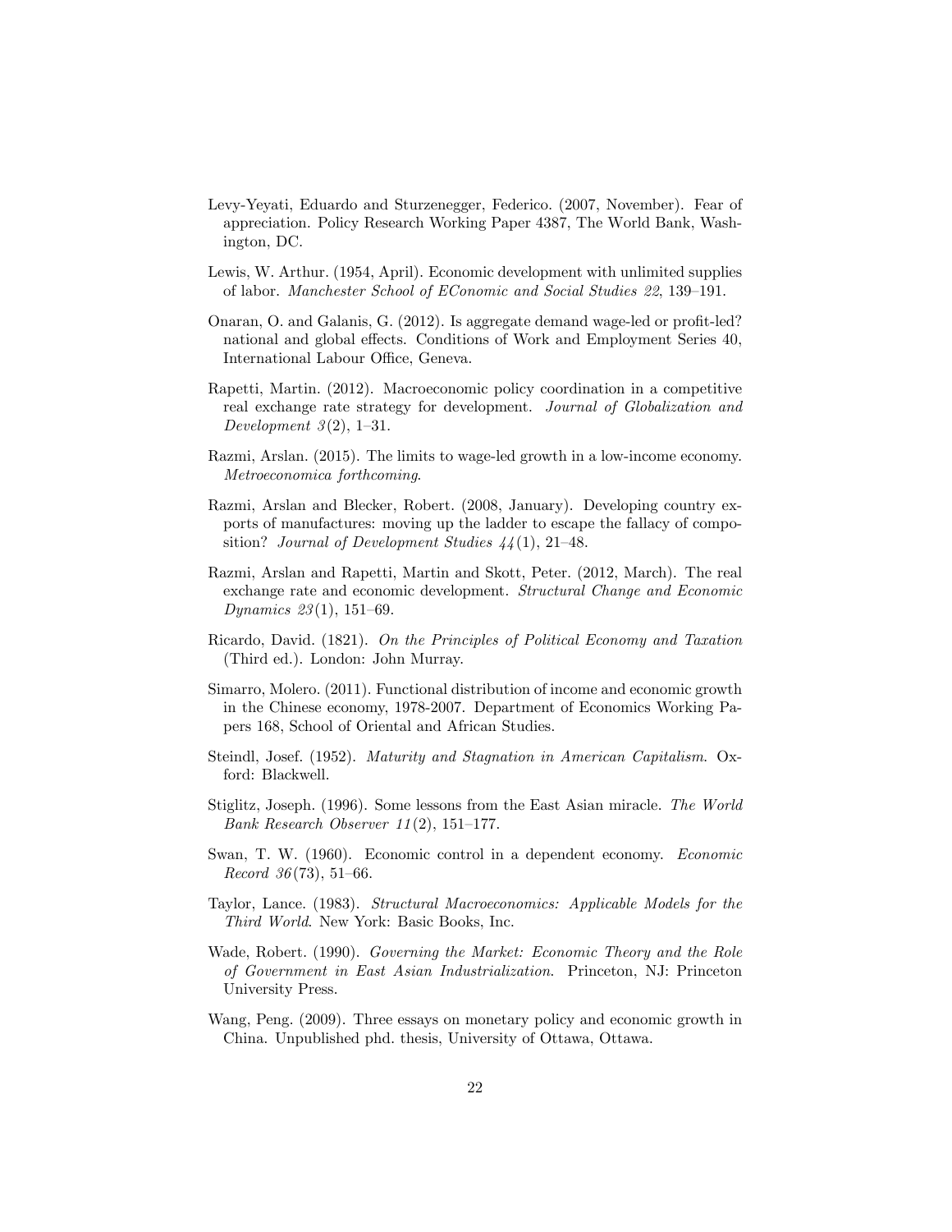Levy-Yeyati, Eduardo and Sturzenegger, Federico. (2007, November). Fear of appreciation. Policy Research Working Paper 4387, The World Bank, Washington, DC.

Lewis, W. Arthur. (1954, April). Economic development with unlimited supplies of labor. *Manchester School of EConomic and Social Studies 22*, 139–191.

Onaran, O. and Galanis, G. (2012). Is aggregate demand wage-led or profit-led? national and global effects. Conditions of Work and Employment Series 40, International Labour Office, Geneva.

Rapetti, Martin. (2012). Macroeconomic policy coordination in a competitive real exchange rate strategy for development. *Journal of Globalization and Development 3*(2), 1–31.

Razmi, Arslan. (2015). The limits to wage-led growth in a low-income economy. *Metroeconomica forthcoming*.

Razmi, Arslan and Blecker, Robert. (2008, January). Developing country exports of manufactures: moving up the ladder to escape the fallacy of composition? *Journal of Development Studies 44*(1), 21–48.

Razmi, Arslan and Rapetti, Martin and Skott, Peter. (2012, March). The real exchange rate and economic development. *Structural Change and Economic Dynamics 23*(1), 151–69.

Ricardo, David. (1821). *On the Principles of Political Economy and Taxation* (Third ed.). London: John Murray.

Simarro, Molero. (2011). Functional distribution of income and economic growth in the Chinese economy, 1978-2007. Department of Economics Working Papers 168, School of Oriental and African Studies.

Steindl, Josef. (1952). *Maturity and Stagnation in American Capitalism*. Oxford: Blackwell.

Stiglitz, Joseph. (1996). Some lessons from the East Asian miracle. *The World Bank Research Observer 11*(2), 151–177.

Swan, T. W. (1960). Economic control in a dependent economy. *Economic Record 36*(73), 51–66.

Taylor, Lance. (1983). *Structural Macroeconomics: Applicable Models for the Third World*. New York: Basic Books, Inc.

Wade, Robert. (1990). *Governing the Market: Economic Theory and the Role of Government in East Asian Industrialization*. Princeton, NJ: Princeton University Press.

Wang, Peng. (2009). Three essays on monetary policy and economic growth in China. Unpublished phd. thesis, University of Ottawa, Ottawa.